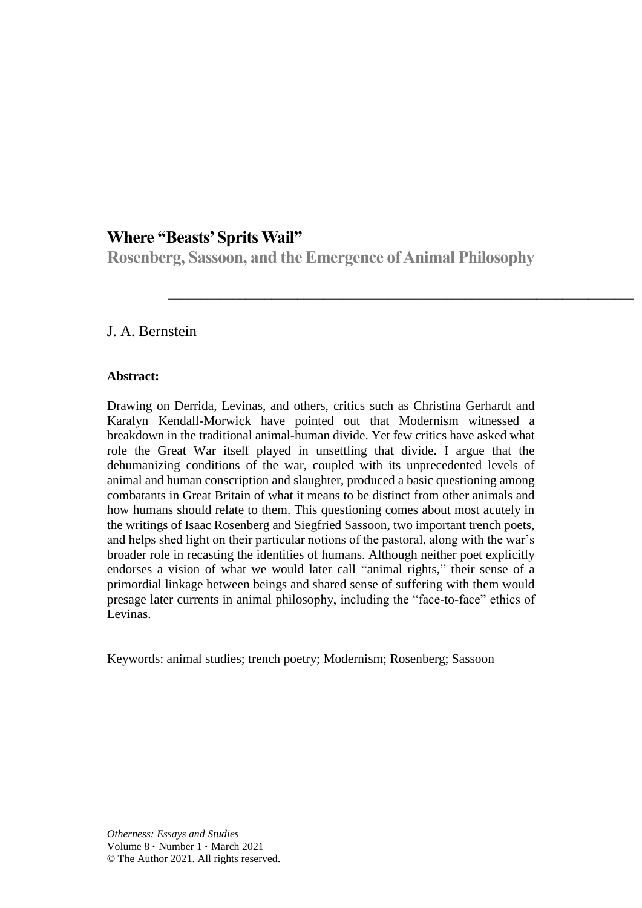# Where "Beasts' Sprits Wail"

## Rosenberg, Sassoon, and the Emergence of Animal Philosophy

J. A. Bernstein

**Abstract:**

Drawing on Derrida, Levinas, and others, critics such as Christina Gerhardt and Karalyn Kendall-Morwick have pointed out that Modernism witnessed a breakdown in the traditional animal-human divide. Yet few critics have asked what role the Great War itself played in unsettling that divide. I argue that the dehumanizing conditions of the war, coupled with its unprecedented levels of animal and human conscription and slaughter, produced a basic questioning among combatants in Great Britain of what it means to be distinct from other animals and how humans should relate to them. This questioning comes about most acutely in the writings of Isaac Rosenberg and Siegfried Sassoon, two important trench poets, and helps shed light on their particular notions of the pastoral, along with the war's broader role in recasting the identities of humans. Although neither poet explicitly endorses a vision of what we would later call "animal rights," their sense of a primordial linkage between beings and shared sense of suffering with them would presage later currents in animal philosophy, including the "face-to-face" ethics of Levinas.

Keywords: animal studies; trench poetry; Modernism; Rosenberg; Sassoon

*Otherness: Essays and Studies*
Volume 8 · Number 1 · March 2021
© The Author 2021. All rights reserved.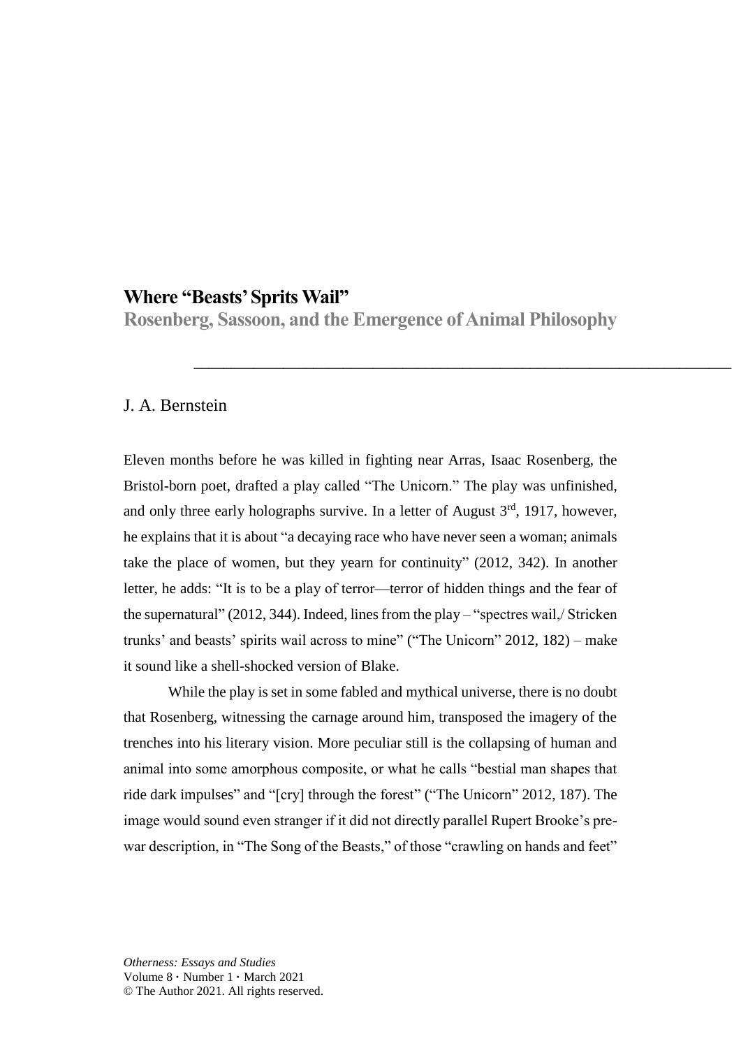# Where "Beasts' Sprits Wail"

## Rosenberg, Sassoon, and the Emergence of Animal Philosophy

---

J. A. Bernstein

Eleven months before he was killed in fighting near Arras, Isaac Rosenberg, the Bristol-born poet, drafted a play called "The Unicorn." The play was unfinished, and only three early holographs survive. In a letter of August 3rd, 1917, however, he explains that it is about "a decaying race who have never seen a woman; animals take the place of women, but they yearn for continuity" (2012, 342). In another letter, he adds: "It is to be a play of terror—terror of hidden things and the fear of the supernatural" (2012, 344). Indeed, lines from the play – "spectres wail,/ Stricken trunks' and beasts' spirits wail across to mine" ("The Unicorn" 2012, 182) – make it sound like a shell-shocked version of Blake.

While the play is set in some fabled and mythical universe, there is no doubt that Rosenberg, witnessing the carnage around him, transposed the imagery of the trenches into his literary vision. More peculiar still is the collapsing of human and animal into some amorphous composite, or what he calls "bestial man shapes that ride dark impulses" and "[cry] through the forest" ("The Unicorn" 2012, 187). The image would sound even stranger if it did not directly parallel Rupert Brooke's pre-war description, in "The Song of the Beasts," of those "crawling on hands and feet"

*Otherness: Essays and Studies*
Volume 8 · Number 1 · March 2021
© The Author 2021. All rights reserved.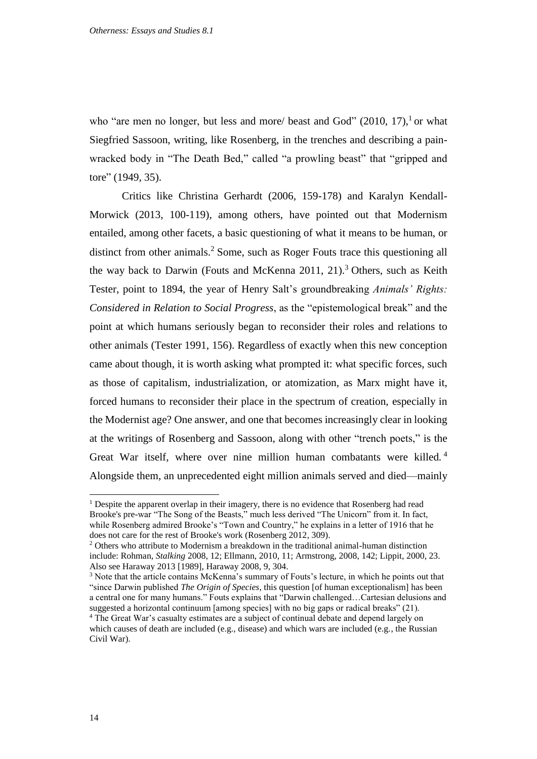who "are men no longer, but less and more/ beast and God" (2010, 17),[1] or what Siegfried Sassoon, writing, like Rosenberg, in the trenches and describing a pain-wracked body in "The Death Bed," called "a prowling beast" that "gripped and tore" (1949, 35).

Critics like Christina Gerhardt (2006, 159-178) and Karalyn Kendall-Morwick (2013, 100-119), among others, have pointed out that Modernism entailed, among other facets, a basic questioning of what it means to be human, or distinct from other animals.[2] Some, such as Roger Fouts trace this questioning all the way back to Darwin (Fouts and McKenna 2011, 21).[3] Others, such as Keith Tester, point to 1894, the year of Henry Salt's groundbreaking *Animals' Rights: Considered in Relation to Social Progress*, as the "epistemological break" and the point at which humans seriously began to reconsider their roles and relations to other animals (Tester 1991, 156). Regardless of exactly when this new conception came about though, it is worth asking what prompted it: what specific forces, such as those of capitalism, industrialization, or atomization, as Marx might have it, forced humans to reconsider their place in the spectrum of creation, especially in the Modernist age? One answer, and one that becomes increasingly clear in looking at the writings of Rosenberg and Sassoon, along with other "trench poets," is the Great War itself, where over nine million human combatants were killed.[4] Alongside them, an unprecedented eight million animals served and died—mainly

---

[1] Despite the apparent overlap in their imagery, there is no evidence that Rosenberg had read Brooke's pre-war "The Song of the Beasts," much less derived "The Unicorn" from it. In fact, while Rosenberg admired Brooke's "Town and Country," he explains in a letter of 1916 that he does not care for the rest of Brooke's work (Rosenberg 2012, 309).

[2] Others who attribute to Modernism a breakdown in the traditional animal-human distinction include: Rohman, *Stalking* 2008, 12; Ellmann, 2010, 11; Armstrong, 2008, 142; Lippit, 2000, 23. Also see Haraway 2013 [1989], Haraway 2008, 9, 304.

[3] Note that the article contains McKenna's summary of Fouts's lecture, in which he points out that "since Darwin published *The Origin of Species*, this question [of human exceptionalism] has been a central one for many humans." Fouts explains that "Darwin challenged…Cartesian delusions and suggested a horizontal continuum [among species] with no big gaps or radical breaks" (21).

[4] The Great War's casualty estimates are a subject of continual debate and depend largely on which causes of death are included (e.g., disease) and which wars are included (e.g., the Russian Civil War).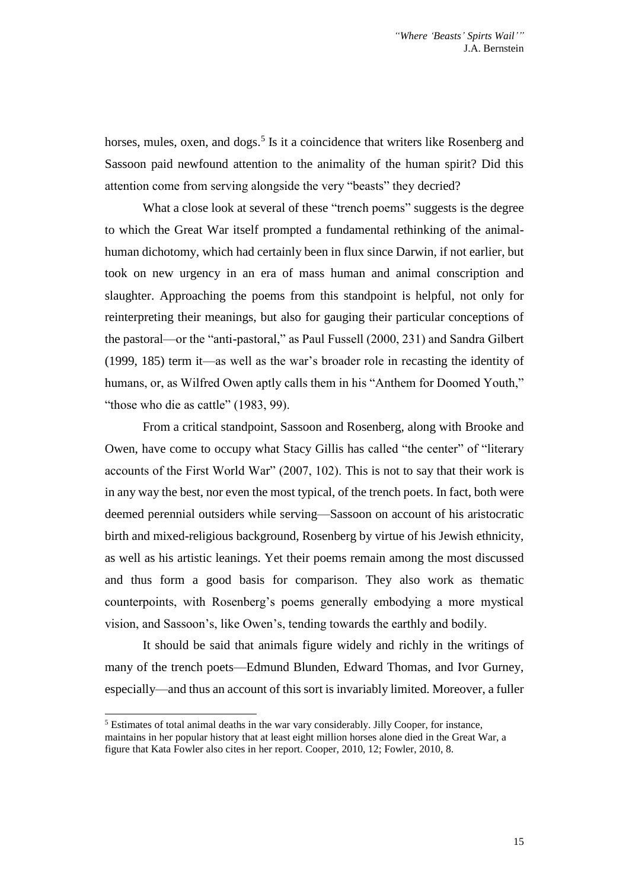horses, mules, oxen, and dogs.[5] Is it a coincidence that writers like Rosenberg and Sassoon paid newfound attention to the animality of the human spirit? Did this attention come from serving alongside the very "beasts" they decried?

What a close look at several of these "trench poems" suggests is the degree to which the Great War itself prompted a fundamental rethinking of the animal-human dichotomy, which had certainly been in flux since Darwin, if not earlier, but took on new urgency in an era of mass human and animal conscription and slaughter. Approaching the poems from this standpoint is helpful, not only for reinterpreting their meanings, but also for gauging their particular conceptions of the pastoral—or the "anti-pastoral," as Paul Fussell (2000, 231) and Sandra Gilbert (1999, 185) term it—as well as the war's broader role in recasting the identity of humans, or, as Wilfred Owen aptly calls them in his "Anthem for Doomed Youth," "those who die as cattle" (1983, 99).

From a critical standpoint, Sassoon and Rosenberg, along with Brooke and Owen, have come to occupy what Stacy Gillis has called "the center" of "literary accounts of the First World War" (2007, 102). This is not to say that their work is in any way the best, nor even the most typical, of the trench poets. In fact, both were deemed perennial outsiders while serving—Sassoon on account of his aristocratic birth and mixed-religious background, Rosenberg by virtue of his Jewish ethnicity, as well as his artistic leanings. Yet their poems remain among the most discussed and thus form a good basis for comparison. They also work as thematic counterpoints, with Rosenberg's poems generally embodying a more mystical vision, and Sassoon's, like Owen's, tending towards the earthly and bodily.

It should be said that animals figure widely and richly in the writings of many of the trench poets—Edmund Blunden, Edward Thomas, and Ivor Gurney, especially—and thus an account of this sort is invariably limited. Moreover, a fuller

---

[5] Estimates of total animal deaths in the war vary considerably. Jilly Cooper, for instance, maintains in her popular history that at least eight million horses alone died in the Great War, a figure that Kata Fowler also cites in her report. Cooper, 2010, 12; Fowler, 2010, 8.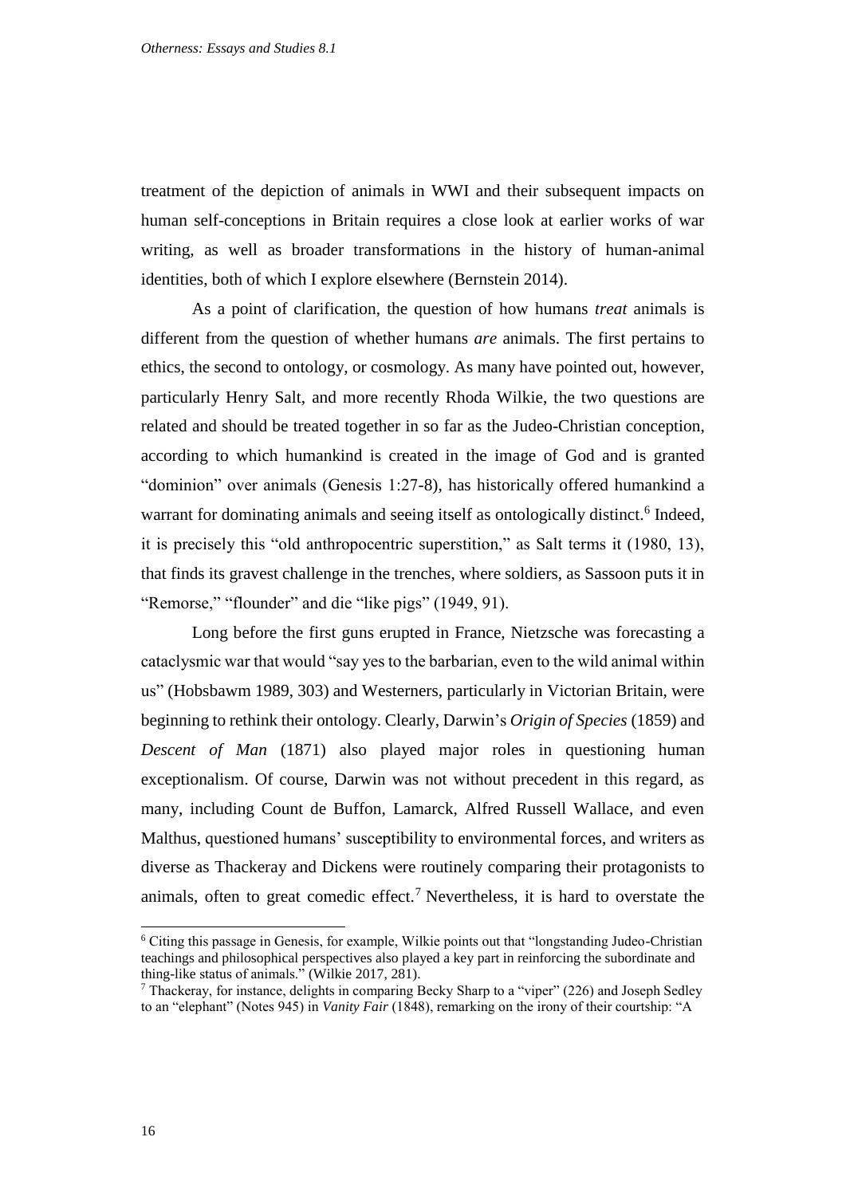treatment of the depiction of animals in WWI and their subsequent impacts on human self-conceptions in Britain requires a close look at earlier works of war writing, as well as broader transformations in the history of human-animal identities, both of which I explore elsewhere (Bernstein 2014).

As a point of clarification, the question of how humans *treat* animals is different from the question of whether humans *are* animals. The first pertains to ethics, the second to ontology, or cosmology. As many have pointed out, however, particularly Henry Salt, and more recently Rhoda Wilkie, the two questions are related and should be treated together in so far as the Judeo-Christian conception, according to which humankind is created in the image of God and is granted "dominion" over animals (Genesis 1:27-8), has historically offered humankind a warrant for dominating animals and seeing itself as ontologically distinct.[6] Indeed, it is precisely this "old anthropocentric superstition," as Salt terms it (1980, 13), that finds its gravest challenge in the trenches, where soldiers, as Sassoon puts it in "Remorse," "flounder" and die "like pigs" (1949, 91).

Long before the first guns erupted in France, Nietzsche was forecasting a cataclysmic war that would "say yes to the barbarian, even to the wild animal within us" (Hobsbawm 1989, 303) and Westerners, particularly in Victorian Britain, were beginning to rethink their ontology. Clearly, Darwin's *Origin of Species* (1859) and *Descent of Man* (1871) also played major roles in questioning human exceptionalism. Of course, Darwin was not without precedent in this regard, as many, including Count de Buffon, Lamarck, Alfred Russell Wallace, and even Malthus, questioned humans' susceptibility to environmental forces, and writers as diverse as Thackeray and Dickens were routinely comparing their protagonists to animals, often to great comedic effect.[7] Nevertheless, it is hard to overstate the

[6] Citing this passage in Genesis, for example, Wilkie points out that "longstanding Judeo-Christian teachings and philosophical perspectives also played a key part in reinforcing the subordinate and thing-like status of animals." (Wilkie 2017, 281).

[7] Thackeray, for instance, delights in comparing Becky Sharp to a "viper" (226) and Joseph Sedley to an "elephant" (Notes 945) in *Vanity Fair* (1848), remarking on the irony of their courtship: "A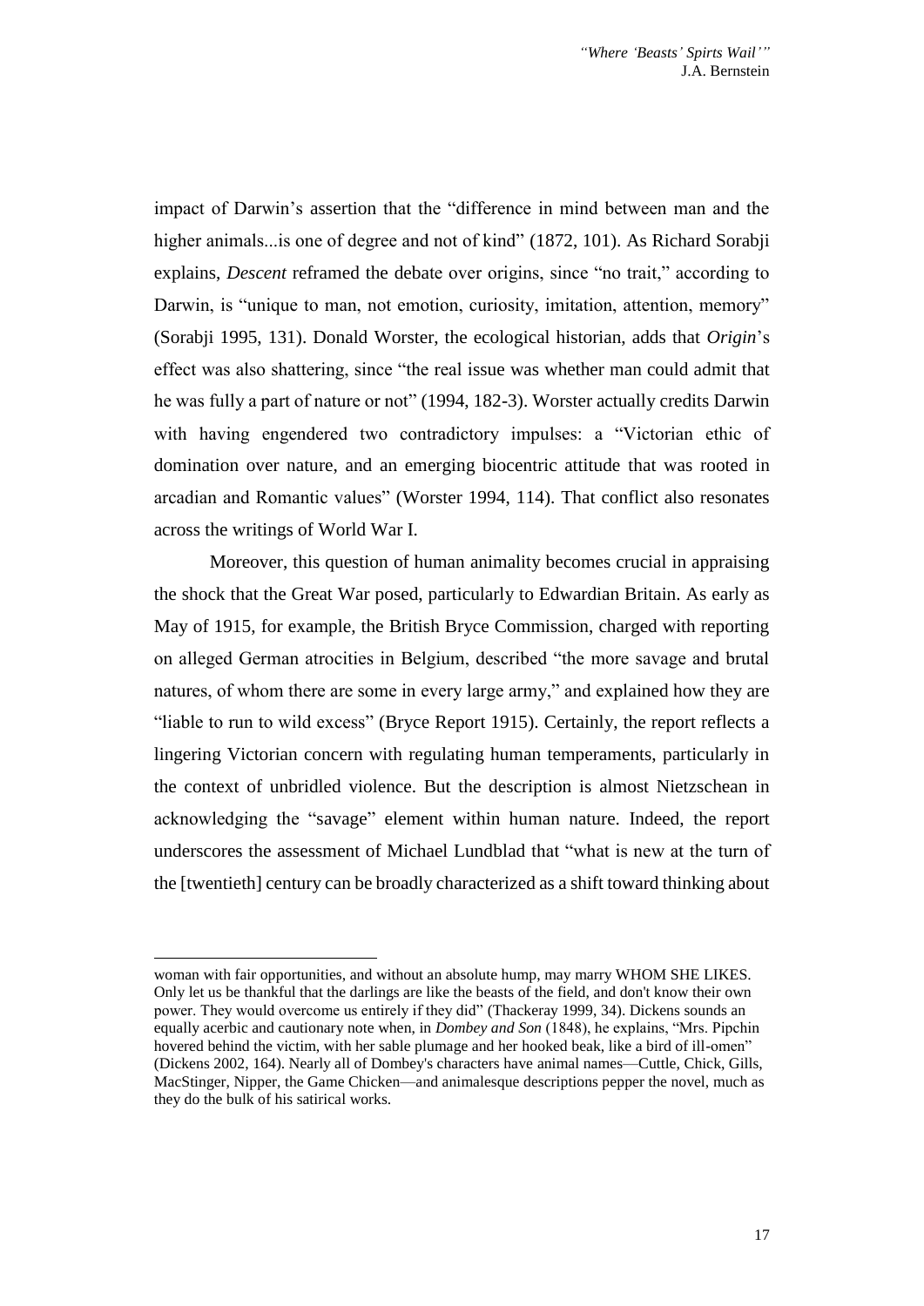impact of Darwin's assertion that the "difference in mind between man and the higher animals...is one of degree and not of kind" (1872, 101). As Richard Sorabji explains, *Descent* reframed the debate over origins, since "no trait," according to Darwin, is "unique to man, not emotion, curiosity, imitation, attention, memory" (Sorabji 1995, 131). Donald Worster, the ecological historian, adds that *Origin*'s effect was also shattering, since "the real issue was whether man could admit that he was fully a part of nature or not" (1994, 182-3). Worster actually credits Darwin with having engendered two contradictory impulses: a "Victorian ethic of domination over nature, and an emerging biocentric attitude that was rooted in arcadian and Romantic values" (Worster 1994, 114). That conflict also resonates across the writings of World War I.

Moreover, this question of human animality becomes crucial in appraising the shock that the Great War posed, particularly to Edwardian Britain. As early as May of 1915, for example, the British Bryce Commission, charged with reporting on alleged German atrocities in Belgium, described "the more savage and brutal natures, of whom there are some in every large army," and explained how they are "liable to run to wild excess" (Bryce Report 1915). Certainly, the report reflects a lingering Victorian concern with regulating human temperaments, particularly in the context of unbridled violence. But the description is almost Nietzschean in acknowledging the "savage" element within human nature. Indeed, the report underscores the assessment of Michael Lundblad that "what is new at the turn of the [twentieth] century can be broadly characterized as a shift toward thinking about

---

woman with fair opportunities, and without an absolute hump, may marry WHOM SHE LIKES. Only let us be thankful that the darlings are like the beasts of the field, and don't know their own power. They would overcome us entirely if they did" (Thackeray 1999, 34). Dickens sounds an equally acerbic and cautionary note when, in *Dombey and Son* (1848), he explains, "Mrs. Pipchin hovered behind the victim, with her sable plumage and her hooked beak, like a bird of ill-omen" (Dickens 2002, 164). Nearly all of Dombey's characters have animal names—Cuttle, Chick, Gills, MacStinger, Nipper, the Game Chicken—and animalesque descriptions pepper the novel, much as they do the bulk of his satirical works.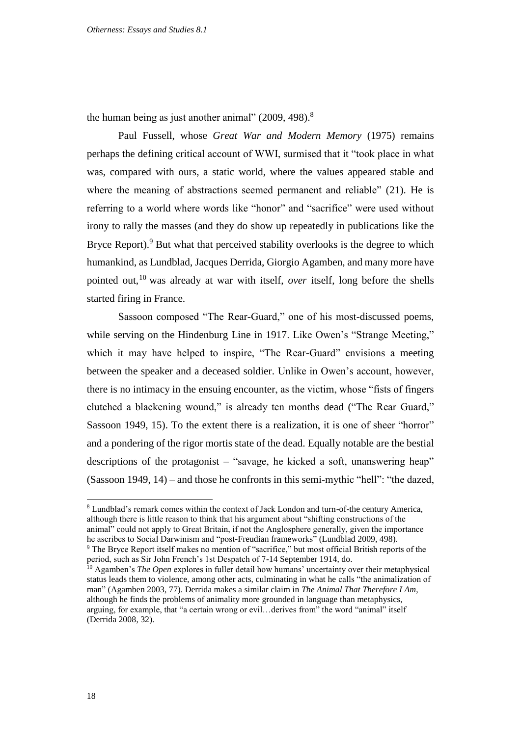the human being as just another animal" (2009, 498).[8]

Paul Fussell, whose *Great War and Modern Memory* (1975) remains perhaps the defining critical account of WWI, surmised that it "took place in what was, compared with ours, a static world, where the values appeared stable and where the meaning of abstractions seemed permanent and reliable" (21). He is referring to a world where words like "honor" and "sacrifice" were used without irony to rally the masses (and they do show up repeatedly in publications like the Bryce Report).[9] But what that perceived stability overlooks is the degree to which humankind, as Lundblad, Jacques Derrida, Giorgio Agamben, and many more have pointed out,[10] was already at war with itself, *over* itself, long before the shells started firing in France.

Sassoon composed "The Rear-Guard," one of his most-discussed poems, while serving on the Hindenburg Line in 1917. Like Owen's "Strange Meeting," which it may have helped to inspire, "The Rear-Guard" envisions a meeting between the speaker and a deceased soldier. Unlike in Owen's account, however, there is no intimacy in the ensuing encounter, as the victim, whose "fists of fingers clutched a blackening wound," is already ten months dead ("The Rear Guard," Sassoon 1949, 15). To the extent there is a realization, it is one of sheer "horror" and a pondering of the rigor mortis state of the dead. Equally notable are the bestial descriptions of the protagonist – "savage, he kicked a soft, unanswering heap" (Sassoon 1949, 14) – and those he confronts in this semi-mythic "hell": "the dazed,

---

[8] Lundblad's remark comes within the context of Jack London and turn-of-the century America, although there is little reason to think that his argument about "shifting constructions of the animal" could not apply to Great Britain, if not the Anglosphere generally, given the importance he ascribes to Social Darwinism and "post-Freudian frameworks" (Lundblad 2009, 498).

[9] The Bryce Report itself makes no mention of "sacrifice," but most official British reports of the period, such as Sir John French's 1st Despatch of 7-14 September 1914, do.

[10] Agamben's *The Open* explores in fuller detail how humans' uncertainty over their metaphysical status leads them to violence, among other acts, culminating in what he calls "the animalization of man" (Agamben 2003, 77). Derrida makes a similar claim in *The Animal That Therefore I Am*, although he finds the problems of animality more grounded in language than metaphysics, arguing, for example, that "a certain wrong or evil…derives from" the word "animal" itself (Derrida 2008, 32).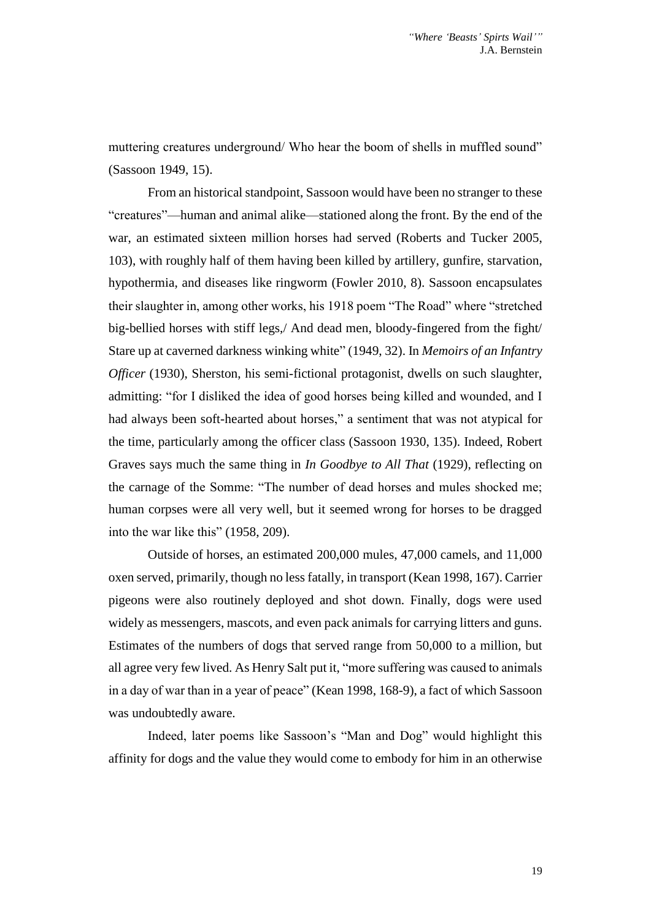muttering creatures underground/ Who hear the boom of shells in muffled sound" (Sassoon 1949, 15).

From an historical standpoint, Sassoon would have been no stranger to these "creatures"—human and animal alike—stationed along the front. By the end of the war, an estimated sixteen million horses had served (Roberts and Tucker 2005, 103), with roughly half of them having been killed by artillery, gunfire, starvation, hypothermia, and diseases like ringworm (Fowler 2010, 8). Sassoon encapsulates their slaughter in, among other works, his 1918 poem "The Road" where "stretched big-bellied horses with stiff legs,/ And dead men, bloody-fingered from the fight/ Stare up at caverned darkness winking white" (1949, 32). In *Memoirs of an Infantry Officer* (1930), Sherston, his semi-fictional protagonist, dwells on such slaughter, admitting: "for I disliked the idea of good horses being killed and wounded, and I had always been soft-hearted about horses," a sentiment that was not atypical for the time, particularly among the officer class (Sassoon 1930, 135). Indeed, Robert Graves says much the same thing in *In Goodbye to All That* (1929), reflecting on the carnage of the Somme: "The number of dead horses and mules shocked me; human corpses were all very well, but it seemed wrong for horses to be dragged into the war like this" (1958, 209).

Outside of horses, an estimated 200,000 mules, 47,000 camels, and 11,000 oxen served, primarily, though no less fatally, in transport (Kean 1998, 167). Carrier pigeons were also routinely deployed and shot down. Finally, dogs were used widely as messengers, mascots, and even pack animals for carrying litters and guns. Estimates of the numbers of dogs that served range from 50,000 to a million, but all agree very few lived. As Henry Salt put it, "more suffering was caused to animals in a day of war than in a year of peace" (Kean 1998, 168-9), a fact of which Sassoon was undoubtedly aware.

Indeed, later poems like Sassoon's "Man and Dog" would highlight this affinity for dogs and the value they would come to embody for him in an otherwise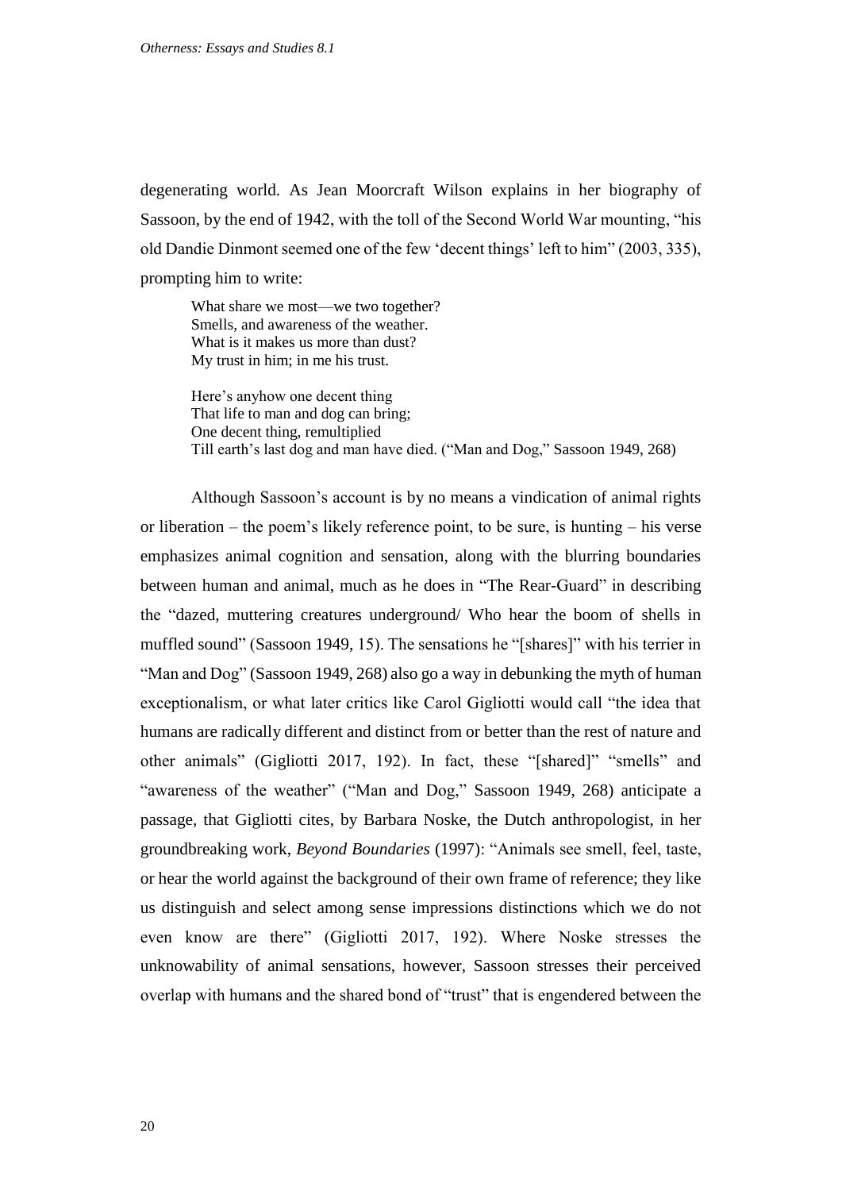degenerating world. As Jean Moorcraft Wilson explains in her biography of Sassoon, by the end of 1942, with the toll of the Second World War mounting, "his old Dandie Dinmont seemed one of the few 'decent things' left to him" (2003, 335), prompting him to write:

> What share we most—we two together?
> Smells, and awareness of the weather.
> What is it makes us more than dust?
> My trust in him; in me his trust.
>
> Here's anyhow one decent thing
> That life to man and dog can bring;
> One decent thing, remultiplied
> Till earth's last dog and man have died. ("Man and Dog," Sassoon 1949, 268)

Although Sassoon's account is by no means a vindication of animal rights or liberation – the poem's likely reference point, to be sure, is hunting – his verse emphasizes animal cognition and sensation, along with the blurring boundaries between human and animal, much as he does in "The Rear-Guard" in describing the "dazed, muttering creatures underground/ Who hear the boom of shells in muffled sound" (Sassoon 1949, 15). The sensations he "[shares]" with his terrier in "Man and Dog" (Sassoon 1949, 268) also go a way in debunking the myth of human exceptionalism, or what later critics like Carol Gigliotti would call "the idea that humans are radically different and distinct from or better than the rest of nature and other animals" (Gigliotti 2017, 192). In fact, these "[shared]" "smells" and "awareness of the weather" ("Man and Dog," Sassoon 1949, 268) anticipate a passage, that Gigliotti cites, by Barbara Noske, the Dutch anthropologist, in her groundbreaking work, *Beyond Boundaries* (1997): "Animals see smell, feel, taste, or hear the world against the background of their own frame of reference; they like us distinguish and select among sense impressions distinctions which we do not even know are there" (Gigliotti 2017, 192). Where Noske stresses the unknowability of animal sensations, however, Sassoon stresses their perceived overlap with humans and the shared bond of "trust" that is engendered between the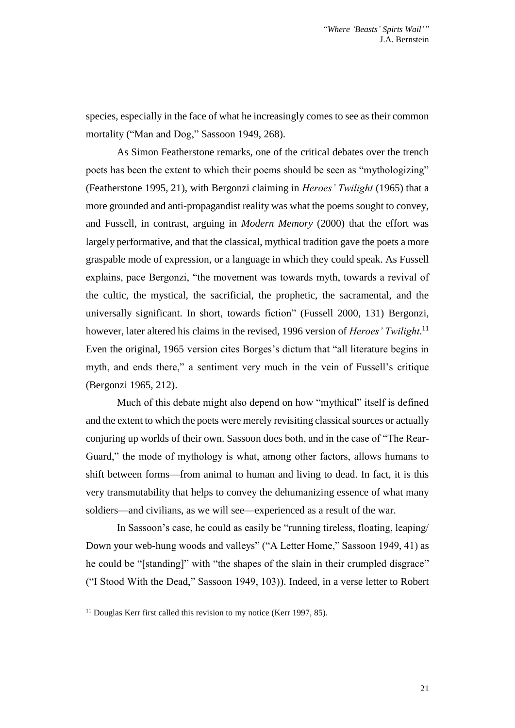species, especially in the face of what he increasingly comes to see as their common mortality ("Man and Dog," Sassoon 1949, 268).

As Simon Featherstone remarks, one of the critical debates over the trench poets has been the extent to which their poems should be seen as "mythologizing" (Featherstone 1995, 21), with Bergonzi claiming in *Heroes' Twilight* (1965) that a more grounded and anti-propagandist reality was what the poems sought to convey, and Fussell, in contrast, arguing in *Modern Memory* (2000) that the effort was largely performative, and that the classical, mythical tradition gave the poets a more graspable mode of expression, or a language in which they could speak. As Fussell explains, pace Bergonzi, "the movement was towards myth, towards a revival of the cultic, the mystical, the sacrificial, the prophetic, the sacramental, and the universally significant. In short, towards fiction" (Fussell 2000, 131) Bergonzi, however, later altered his claims in the revised, 1996 version of *Heroes' Twilight*.[11] Even the original, 1965 version cites Borges's dictum that "all literature begins in myth, and ends there," a sentiment very much in the vein of Fussell's critique (Bergonzi 1965, 212).

Much of this debate might also depend on how "mythical" itself is defined and the extent to which the poets were merely revisiting classical sources or actually conjuring up worlds of their own. Sassoon does both, and in the case of "The Rear-Guard," the mode of mythology is what, among other factors, allows humans to shift between forms—from animal to human and living to dead. In fact, it is this very transmutability that helps to convey the dehumanizing essence of what many soldiers—and civilians, as we will see—experienced as a result of the war.

In Sassoon's case, he could as easily be "running tireless, floating, leaping/ Down your web-hung woods and valleys" ("A Letter Home," Sassoon 1949, 41) as he could be "[standing]" with "the shapes of the slain in their crumpled disgrace" ("I Stood With the Dead," Sassoon 1949, 103)). Indeed, in a verse letter to Robert

[11] Douglas Kerr first called this revision to my notice (Kerr 1997, 85).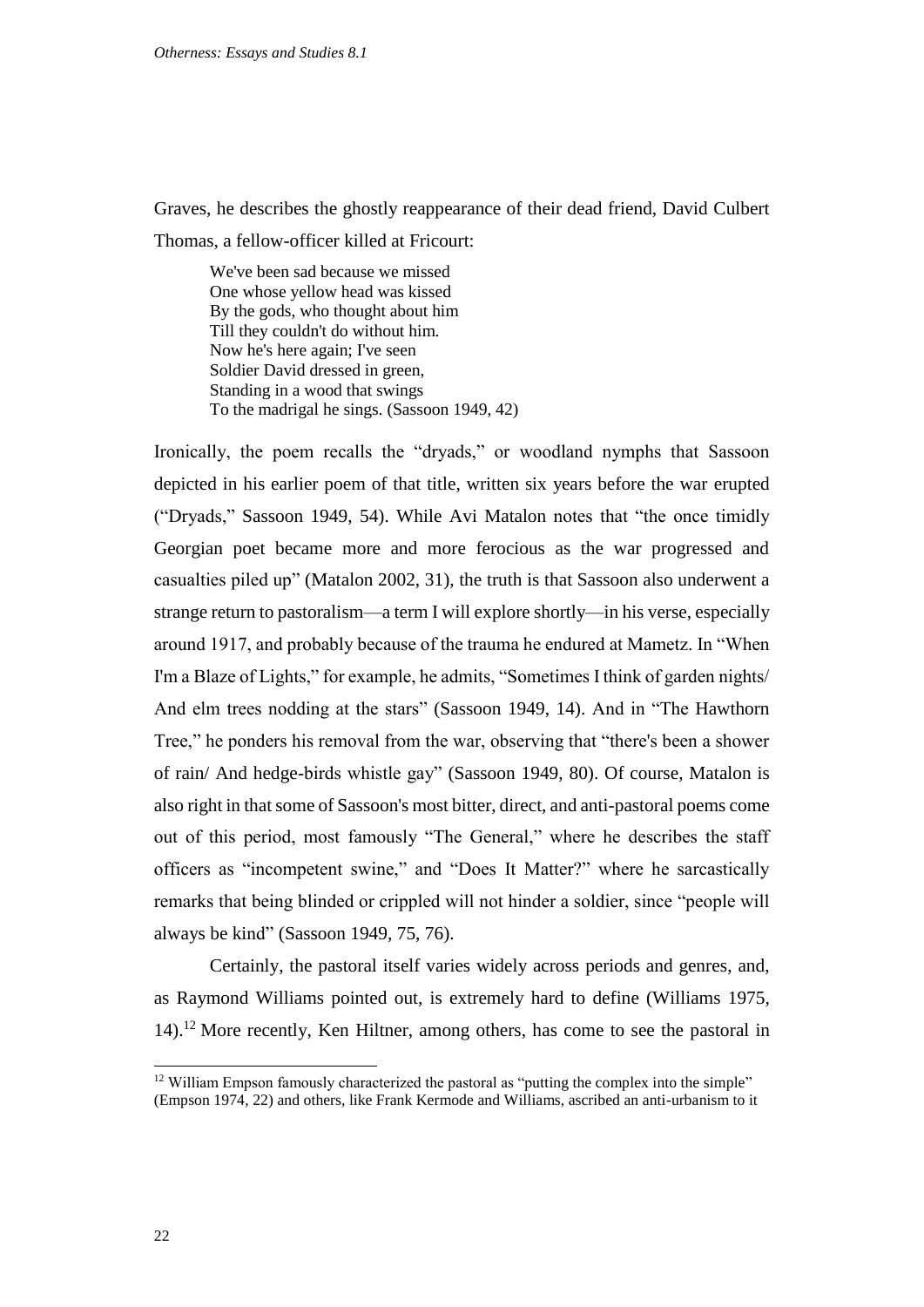Graves, he describes the ghostly reappearance of their dead friend, David Culbert Thomas, a fellow-officer killed at Fricourt:

> We've been sad because we missed
> One whose yellow head was kissed
> By the gods, who thought about him
> Till they couldn't do without him.
> Now he's here again; I've seen
> Soldier David dressed in green,
> Standing in a wood that swings
> To the madrigal he sings. (Sassoon 1949, 42)

Ironically, the poem recalls the "dryads," or woodland nymphs that Sassoon depicted in his earlier poem of that title, written six years before the war erupted ("Dryads," Sassoon 1949, 54). While Avi Matalon notes that "the once timidly Georgian poet became more and more ferocious as the war progressed and casualties piled up" (Matalon 2002, 31), the truth is that Sassoon also underwent a strange return to pastoralism—a term I will explore shortly—in his verse, especially around 1917, and probably because of the trauma he endured at Mametz. In "When I'm a Blaze of Lights," for example, he admits, "Sometimes I think of garden nights/ And elm trees nodding at the stars" (Sassoon 1949, 14). And in "The Hawthorn Tree," he ponders his removal from the war, observing that "there's been a shower of rain/ And hedge-birds whistle gay" (Sassoon 1949, 80). Of course, Matalon is also right in that some of Sassoon's most bitter, direct, and anti-pastoral poems come out of this period, most famously "The General," where he describes the staff officers as "incompetent swine," and "Does It Matter?" where he sarcastically remarks that being blinded or crippled will not hinder a soldier, since "people will always be kind" (Sassoon 1949, 75, 76).

Certainly, the pastoral itself varies widely across periods and genres, and, as Raymond Williams pointed out, is extremely hard to define (Williams 1975, 14).[12] More recently, Ken Hiltner, among others, has come to see the pastoral in

---

[12] William Empson famously characterized the pastoral as "putting the complex into the simple" (Empson 1974, 22) and others, like Frank Kermode and Williams, ascribed an anti-urbanism to it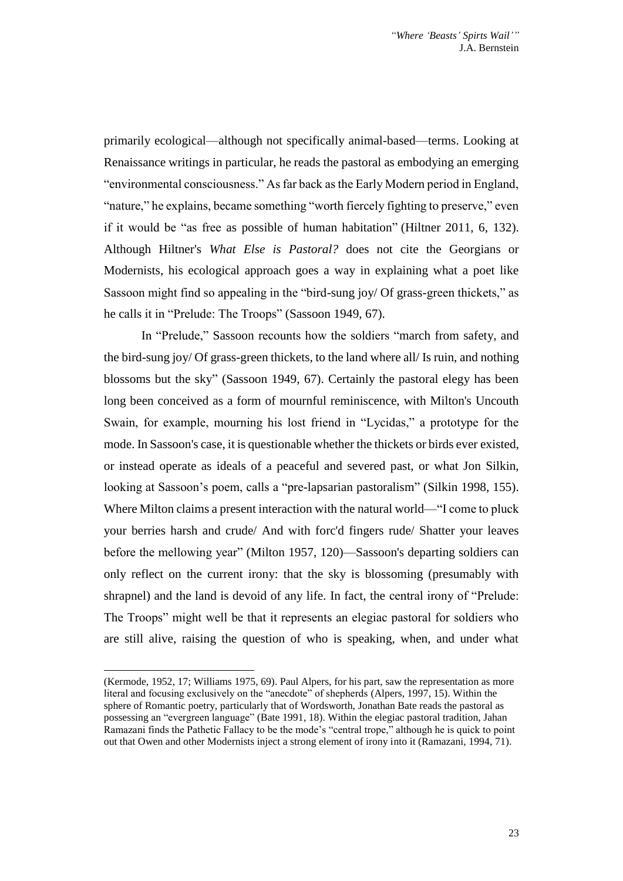primarily ecological—although not specifically animal-based—terms. Looking at Renaissance writings in particular, he reads the pastoral as embodying an emerging "environmental consciousness." As far back as the Early Modern period in England, "nature," he explains, became something "worth fiercely fighting to preserve," even if it would be "as free as possible of human habitation" (Hiltner 2011, 6, 132). Although Hiltner's *What Else is Pastoral?* does not cite the Georgians or Modernists, his ecological approach goes a way in explaining what a poet like Sassoon might find so appealing in the "bird-sung joy/ Of grass-green thickets," as he calls it in "Prelude: The Troops" (Sassoon 1949, 67).

In "Prelude," Sassoon recounts how the soldiers "march from safety, and the bird-sung joy/ Of grass-green thickets, to the land where all/ Is ruin, and nothing blossoms but the sky" (Sassoon 1949, 67). Certainly the pastoral elegy has been long been conceived as a form of mournful reminiscence, with Milton's Uncouth Swain, for example, mourning his lost friend in "Lycidas," a prototype for the mode. In Sassoon's case, it is questionable whether the thickets or birds ever existed, or instead operate as ideals of a peaceful and severed past, or what Jon Silkin, looking at Sassoon's poem, calls a "pre-lapsarian pastoralism" (Silkin 1998, 155). Where Milton claims a present interaction with the natural world—"I come to pluck your berries harsh and crude/ And with forc'd fingers rude/ Shatter your leaves before the mellowing year" (Milton 1957, 120)—Sassoon's departing soldiers can only reflect on the current irony: that the sky is blossoming (presumably with shrapnel) and the land is devoid of any life. In fact, the central irony of "Prelude: The Troops" might well be that it represents an elegiac pastoral for soldiers who are still alive, raising the question of who is speaking, when, and under what

(Kermode, 1952, 17; Williams 1975, 69). Paul Alpers, for his part, saw the representation as more literal and focusing exclusively on the "anecdote" of shepherds (Alpers, 1997, 15). Within the sphere of Romantic poetry, particularly that of Wordsworth, Jonathan Bate reads the pastoral as possessing an "evergreen language" (Bate 1991, 18). Within the elegiac pastoral tradition, Jahan Ramazani finds the Pathetic Fallacy to be the mode's "central trope," although he is quick to point out that Owen and other Modernists inject a strong element of irony into it (Ramazani, 1994, 71).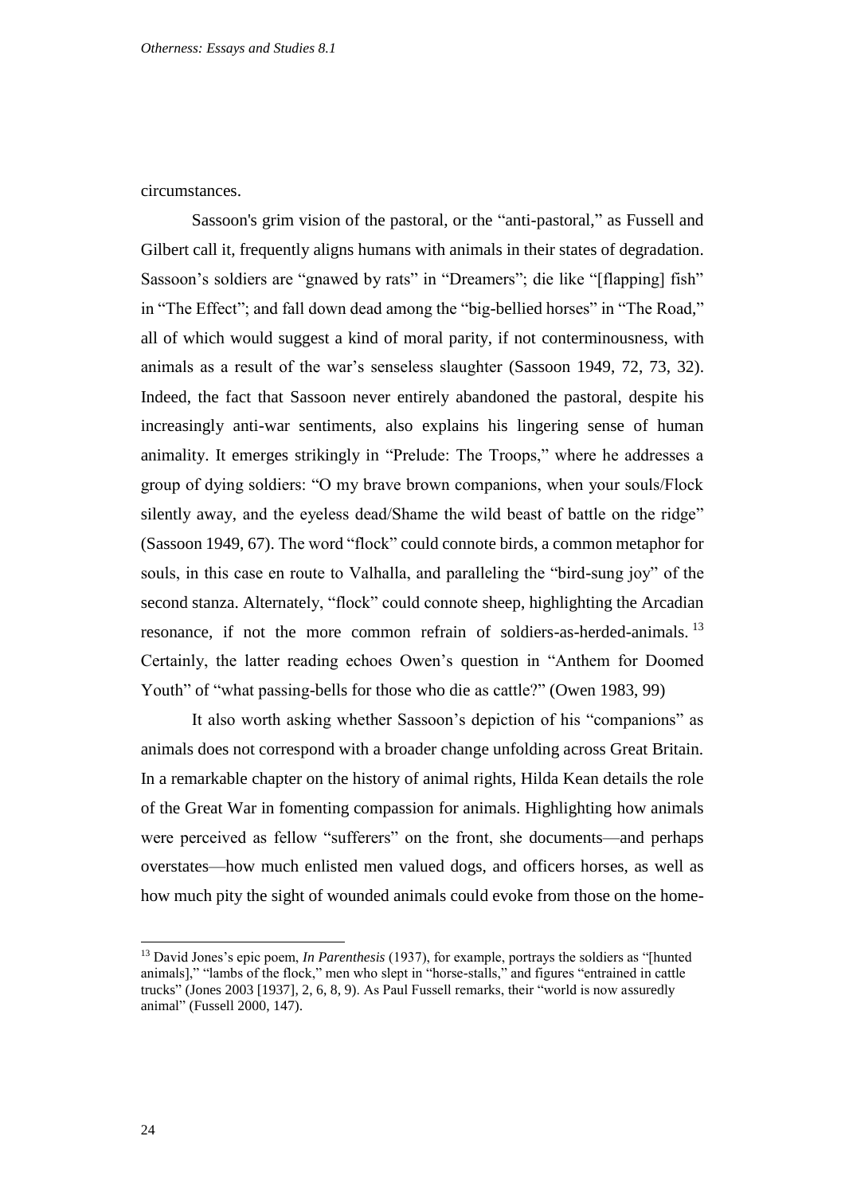circumstances.

Sassoon's grim vision of the pastoral, or the "anti-pastoral," as Fussell and Gilbert call it, frequently aligns humans with animals in their states of degradation. Sassoon's soldiers are "gnawed by rats" in "Dreamers"; die like "[flapping] fish" in "The Effect"; and fall down dead among the "big-bellied horses" in "The Road," all of which would suggest a kind of moral parity, if not conterminousness, with animals as a result of the war's senseless slaughter (Sassoon 1949, 72, 73, 32). Indeed, the fact that Sassoon never entirely abandoned the pastoral, despite his increasingly anti-war sentiments, also explains his lingering sense of human animality. It emerges strikingly in "Prelude: The Troops," where he addresses a group of dying soldiers: "O my brave brown companions, when your souls/Flock silently away, and the eyeless dead/Shame the wild beast of battle on the ridge" (Sassoon 1949, 67). The word "flock" could connote birds, a common metaphor for souls, in this case en route to Valhalla, and paralleling the "bird-sung joy" of the second stanza. Alternately, "flock" could connote sheep, highlighting the Arcadian resonance, if not the more common refrain of soldiers-as-herded-animals.[13] Certainly, the latter reading echoes Owen's question in "Anthem for Doomed Youth" of "what passing-bells for those who die as cattle?" (Owen 1983, 99)

It also worth asking whether Sassoon's depiction of his "companions" as animals does not correspond with a broader change unfolding across Great Britain. In a remarkable chapter on the history of animal rights, Hilda Kean details the role of the Great War in fomenting compassion for animals. Highlighting how animals were perceived as fellow "sufferers" on the front, she documents—and perhaps overstates—how much enlisted men valued dogs, and officers horses, as well as how much pity the sight of wounded animals could evoke from those on the home-

---

[13] David Jones's epic poem, *In Parenthesis* (1937), for example, portrays the soldiers as "[hunted animals]," "lambs of the flock," men who slept in "horse-stalls," and figures "entrained in cattle trucks" (Jones 2003 [1937], 2, 6, 8, 9). As Paul Fussell remarks, their "world is now assuredly animal" (Fussell 2000, 147).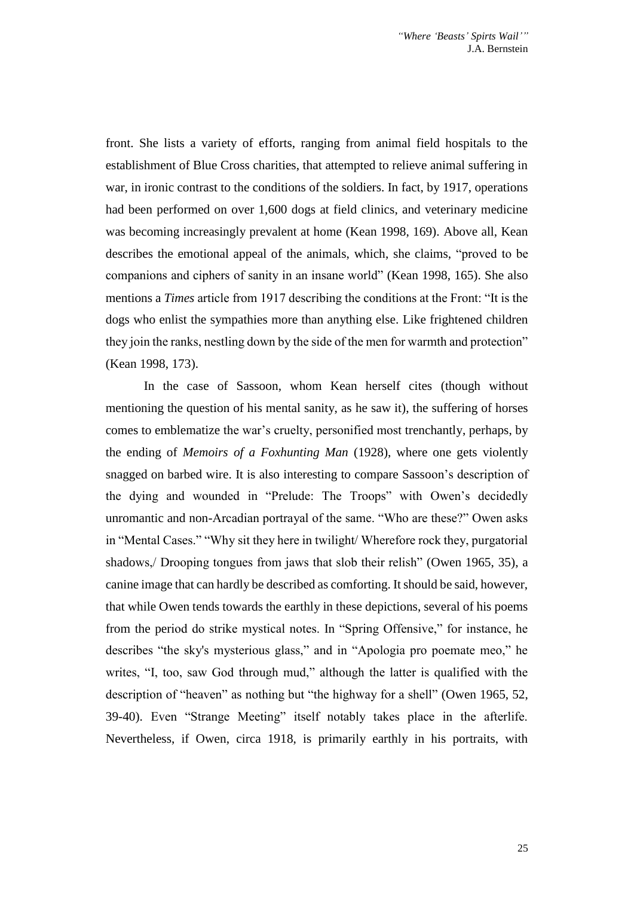front. She lists a variety of efforts, ranging from animal field hospitals to the establishment of Blue Cross charities, that attempted to relieve animal suffering in war, in ironic contrast to the conditions of the soldiers. In fact, by 1917, operations had been performed on over 1,600 dogs at field clinics, and veterinary medicine was becoming increasingly prevalent at home (Kean 1998, 169). Above all, Kean describes the emotional appeal of the animals, which, she claims, "proved to be companions and ciphers of sanity in an insane world" (Kean 1998, 165). She also mentions a *Times* article from 1917 describing the conditions at the Front: "It is the dogs who enlist the sympathies more than anything else. Like frightened children they join the ranks, nestling down by the side of the men for warmth and protection" (Kean 1998, 173).

In the case of Sassoon, whom Kean herself cites (though without mentioning the question of his mental sanity, as he saw it), the suffering of horses comes to emblematize the war's cruelty, personified most trenchantly, perhaps, by the ending of *Memoirs of a Foxhunting Man* (1928), where one gets violently snagged on barbed wire. It is also interesting to compare Sassoon's description of the dying and wounded in "Prelude: The Troops" with Owen's decidedly unromantic and non-Arcadian portrayal of the same. "Who are these?" Owen asks in "Mental Cases." "Why sit they here in twilight/ Wherefore rock they, purgatorial shadows,/ Drooping tongues from jaws that slob their relish" (Owen 1965, 35), a canine image that can hardly be described as comforting. It should be said, however, that while Owen tends towards the earthly in these depictions, several of his poems from the period do strike mystical notes. In "Spring Offensive," for instance, he describes "the sky's mysterious glass," and in "Apologia pro poemate meo," he writes, "I, too, saw God through mud," although the latter is qualified with the description of "heaven" as nothing but "the highway for a shell" (Owen 1965, 52, 39-40). Even "Strange Meeting" itself notably takes place in the afterlife. Nevertheless, if Owen, circa 1918, is primarily earthly in his portraits, with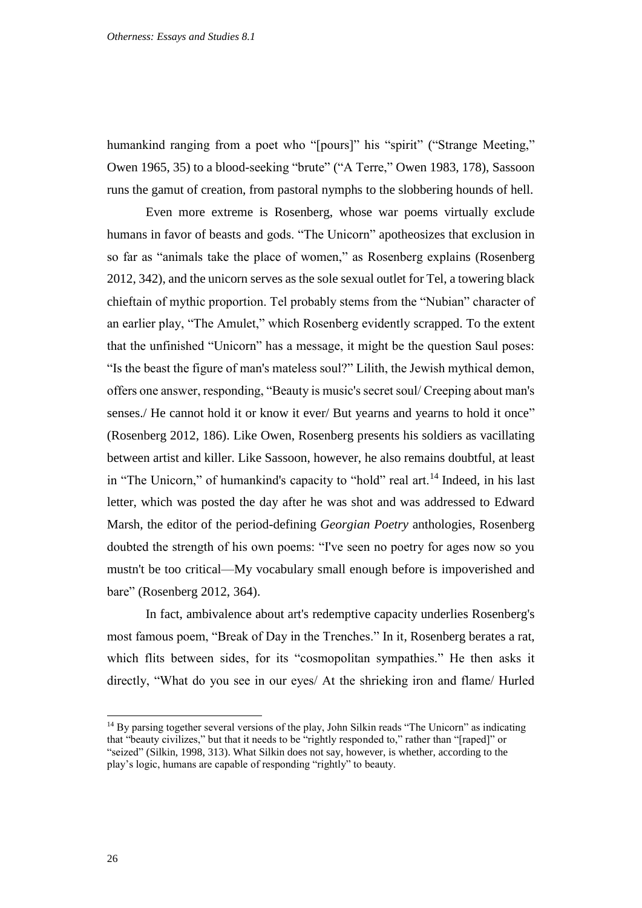humankind ranging from a poet who "[pours]" his "spirit" ("Strange Meeting," Owen 1965, 35) to a blood-seeking "brute" ("A Terre," Owen 1983, 178), Sassoon runs the gamut of creation, from pastoral nymphs to the slobbering hounds of hell.

Even more extreme is Rosenberg, whose war poems virtually exclude humans in favor of beasts and gods. "The Unicorn" apotheosizes that exclusion in so far as "animals take the place of women," as Rosenberg explains (Rosenberg 2012, 342), and the unicorn serves as the sole sexual outlet for Tel, a towering black chieftain of mythic proportion. Tel probably stems from the "Nubian" character of an earlier play, "The Amulet," which Rosenberg evidently scrapped. To the extent that the unfinished "Unicorn" has a message, it might be the question Saul poses: "Is the beast the figure of man's mateless soul?" Lilith, the Jewish mythical demon, offers one answer, responding, "Beauty is music's secret soul/ Creeping about man's senses./ He cannot hold it or know it ever/ But yearns and yearns to hold it once" (Rosenberg 2012, 186). Like Owen, Rosenberg presents his soldiers as vacillating between artist and killer. Like Sassoon, however, he also remains doubtful, at least in "The Unicorn," of humankind's capacity to "hold" real art.[14] Indeed, in his last letter, which was posted the day after he was shot and was addressed to Edward Marsh, the editor of the period-defining *Georgian Poetry* anthologies, Rosenberg doubted the strength of his own poems: "I've seen no poetry for ages now so you mustn't be too critical—My vocabulary small enough before is impoverished and bare" (Rosenberg 2012, 364).

In fact, ambivalence about art's redemptive capacity underlies Rosenberg's most famous poem, "Break of Day in the Trenches." In it, Rosenberg berates a rat, which flits between sides, for its "cosmopolitan sympathies." He then asks it directly, "What do you see in our eyes/ At the shrieking iron and flame/ Hurled

[14] By parsing together several versions of the play, John Silkin reads "The Unicorn" as indicating that "beauty civilizes," but that it needs to be "rightly responded to," rather than "[raped]" or "seized" (Silkin, 1998, 313). What Silkin does not say, however, is whether, according to the play's logic, humans are capable of responding "rightly" to beauty.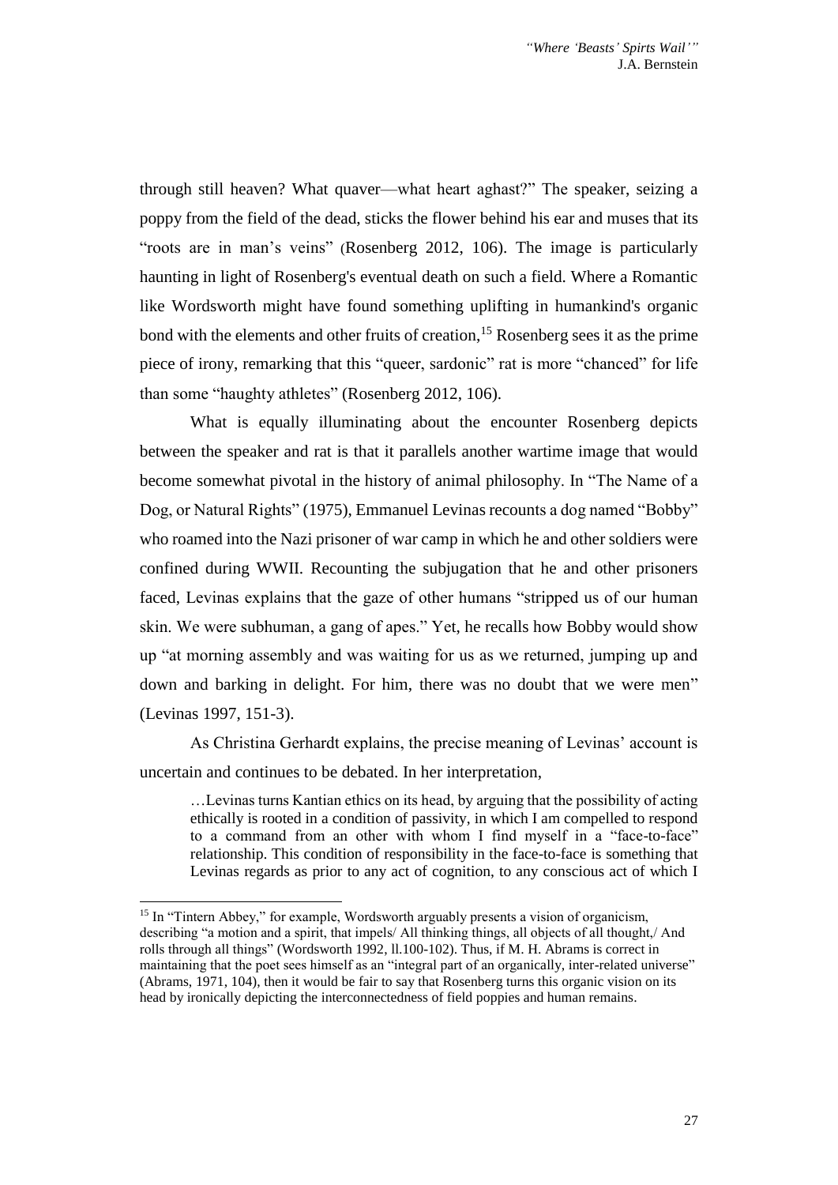through still heaven? What quaver—what heart aghast?" The speaker, seizing a poppy from the field of the dead, sticks the flower behind his ear and muses that its "roots are in man's veins" (Rosenberg 2012, 106). The image is particularly haunting in light of Rosenberg's eventual death on such a field. Where a Romantic like Wordsworth might have found something uplifting in humankind's organic bond with the elements and other fruits of creation,[15] Rosenberg sees it as the prime piece of irony, remarking that this "queer, sardonic" rat is more "chanced" for life than some "haughty athletes" (Rosenberg 2012, 106).

What is equally illuminating about the encounter Rosenberg depicts between the speaker and rat is that it parallels another wartime image that would become somewhat pivotal in the history of animal philosophy. In "The Name of a Dog, or Natural Rights" (1975), Emmanuel Levinas recounts a dog named "Bobby" who roamed into the Nazi prisoner of war camp in which he and other soldiers were confined during WWII. Recounting the subjugation that he and other prisoners faced, Levinas explains that the gaze of other humans "stripped us of our human skin. We were subhuman, a gang of apes." Yet, he recalls how Bobby would show up "at morning assembly and was waiting for us as we returned, jumping up and down and barking in delight. For him, there was no doubt that we were men" (Levinas 1997, 151-3).

As Christina Gerhardt explains, the precise meaning of Levinas' account is uncertain and continues to be debated. In her interpretation,

> …Levinas turns Kantian ethics on its head, by arguing that the possibility of acting ethically is rooted in a condition of passivity, in which I am compelled to respond to a command from an other with whom I find myself in a "face-to-face" relationship. This condition of responsibility in the face-to-face is something that Levinas regards as prior to any act of cognition, to any conscious act of which I

[15] In "Tintern Abbey," for example, Wordsworth arguably presents a vision of organicism, describing "a motion and a spirit, that impels/ All thinking things, all objects of all thought,/ And rolls through all things" (Wordsworth 1992, ll.100-102). Thus, if M. H. Abrams is correct in maintaining that the poet sees himself as an "integral part of an organically, inter-related universe" (Abrams, 1971, 104), then it would be fair to say that Rosenberg turns this organic vision on its head by ironically depicting the interconnectedness of field poppies and human remains.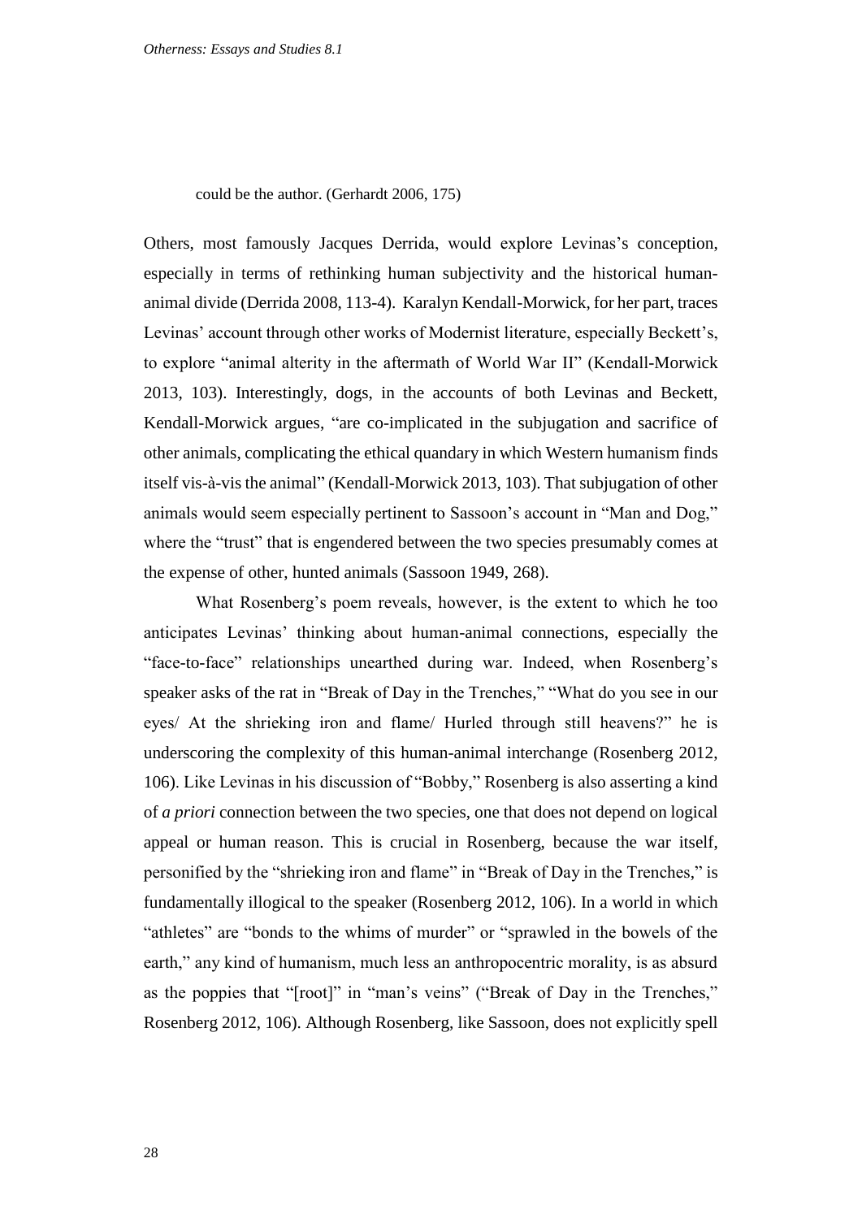could be the author. (Gerhardt 2006, 175)

Others, most famously Jacques Derrida, would explore Levinas's conception, especially in terms of rethinking human subjectivity and the historical human-animal divide (Derrida 2008, 113-4). Karalyn Kendall-Morwick, for her part, traces Levinas' account through other works of Modernist literature, especially Beckett's, to explore "animal alterity in the aftermath of World War II" (Kendall-Morwick 2013, 103). Interestingly, dogs, in the accounts of both Levinas and Beckett, Kendall-Morwick argues, "are co-implicated in the subjugation and sacrifice of other animals, complicating the ethical quandary in which Western humanism finds itself vis-à-vis the animal" (Kendall-Morwick 2013, 103). That subjugation of other animals would seem especially pertinent to Sassoon's account in "Man and Dog," where the "trust" that is engendered between the two species presumably comes at the expense of other, hunted animals (Sassoon 1949, 268).

What Rosenberg's poem reveals, however, is the extent to which he too anticipates Levinas' thinking about human-animal connections, especially the "face-to-face" relationships unearthed during war. Indeed, when Rosenberg's speaker asks of the rat in "Break of Day in the Trenches," "What do you see in our eyes/ At the shrieking iron and flame/ Hurled through still heavens?" he is underscoring the complexity of this human-animal interchange (Rosenberg 2012, 106). Like Levinas in his discussion of "Bobby," Rosenberg is also asserting a kind of *a priori* connection between the two species, one that does not depend on logical appeal or human reason. This is crucial in Rosenberg, because the war itself, personified by the "shrieking iron and flame" in "Break of Day in the Trenches," is fundamentally illogical to the speaker (Rosenberg 2012, 106). In a world in which "athletes" are "bonds to the whims of murder" or "sprawled in the bowels of the earth," any kind of humanism, much less an anthropocentric morality, is as absurd as the poppies that "[root]" in "man's veins" ("Break of Day in the Trenches," Rosenberg 2012, 106). Although Rosenberg, like Sassoon, does not explicitly spell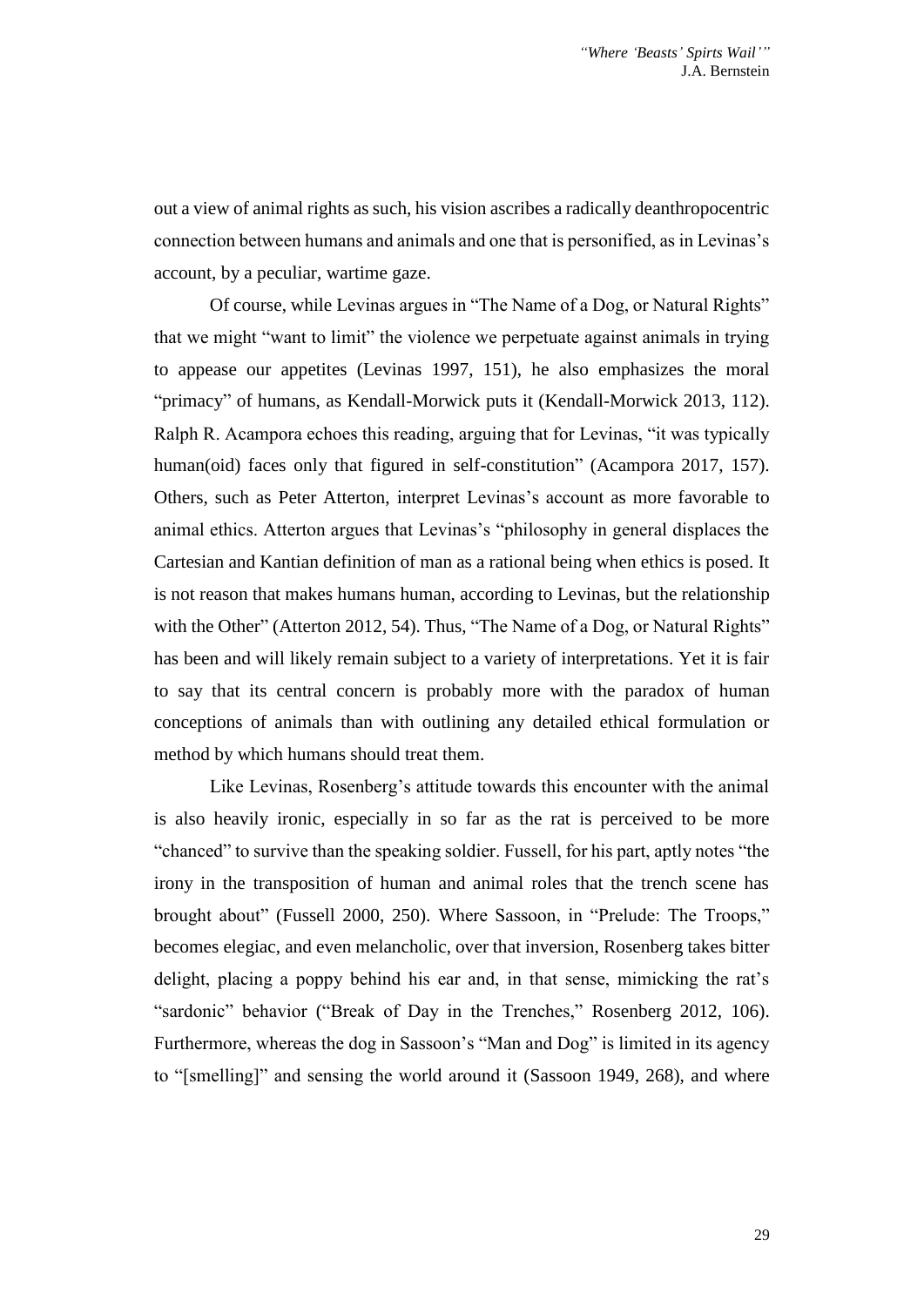out a view of animal rights as such, his vision ascribes a radically deanthropocentric connection between humans and animals and one that is personified, as in Levinas's account, by a peculiar, wartime gaze.

Of course, while Levinas argues in "The Name of a Dog, or Natural Rights" that we might "want to limit" the violence we perpetuate against animals in trying to appease our appetites (Levinas 1997, 151), he also emphasizes the moral "primacy" of humans, as Kendall-Morwick puts it (Kendall-Morwick 2013, 112). Ralph R. Acampora echoes this reading, arguing that for Levinas, "it was typically human(oid) faces only that figured in self-constitution" (Acampora 2017, 157). Others, such as Peter Atterton, interpret Levinas's account as more favorable to animal ethics. Atterton argues that Levinas's "philosophy in general displaces the Cartesian and Kantian definition of man as a rational being when ethics is posed. It is not reason that makes humans human, according to Levinas, but the relationship with the Other" (Atterton 2012, 54). Thus, "The Name of a Dog, or Natural Rights" has been and will likely remain subject to a variety of interpretations. Yet it is fair to say that its central concern is probably more with the paradox of human conceptions of animals than with outlining any detailed ethical formulation or method by which humans should treat them.

Like Levinas, Rosenberg's attitude towards this encounter with the animal is also heavily ironic, especially in so far as the rat is perceived to be more "chanced" to survive than the speaking soldier. Fussell, for his part, aptly notes "the irony in the transposition of human and animal roles that the trench scene has brought about" (Fussell 2000, 250). Where Sassoon, in "Prelude: The Troops," becomes elegiac, and even melancholic, over that inversion, Rosenberg takes bitter delight, placing a poppy behind his ear and, in that sense, mimicking the rat's "sardonic" behavior ("Break of Day in the Trenches," Rosenberg 2012, 106). Furthermore, whereas the dog in Sassoon's "Man and Dog" is limited in its agency to "[smelling]" and sensing the world around it (Sassoon 1949, 268), and where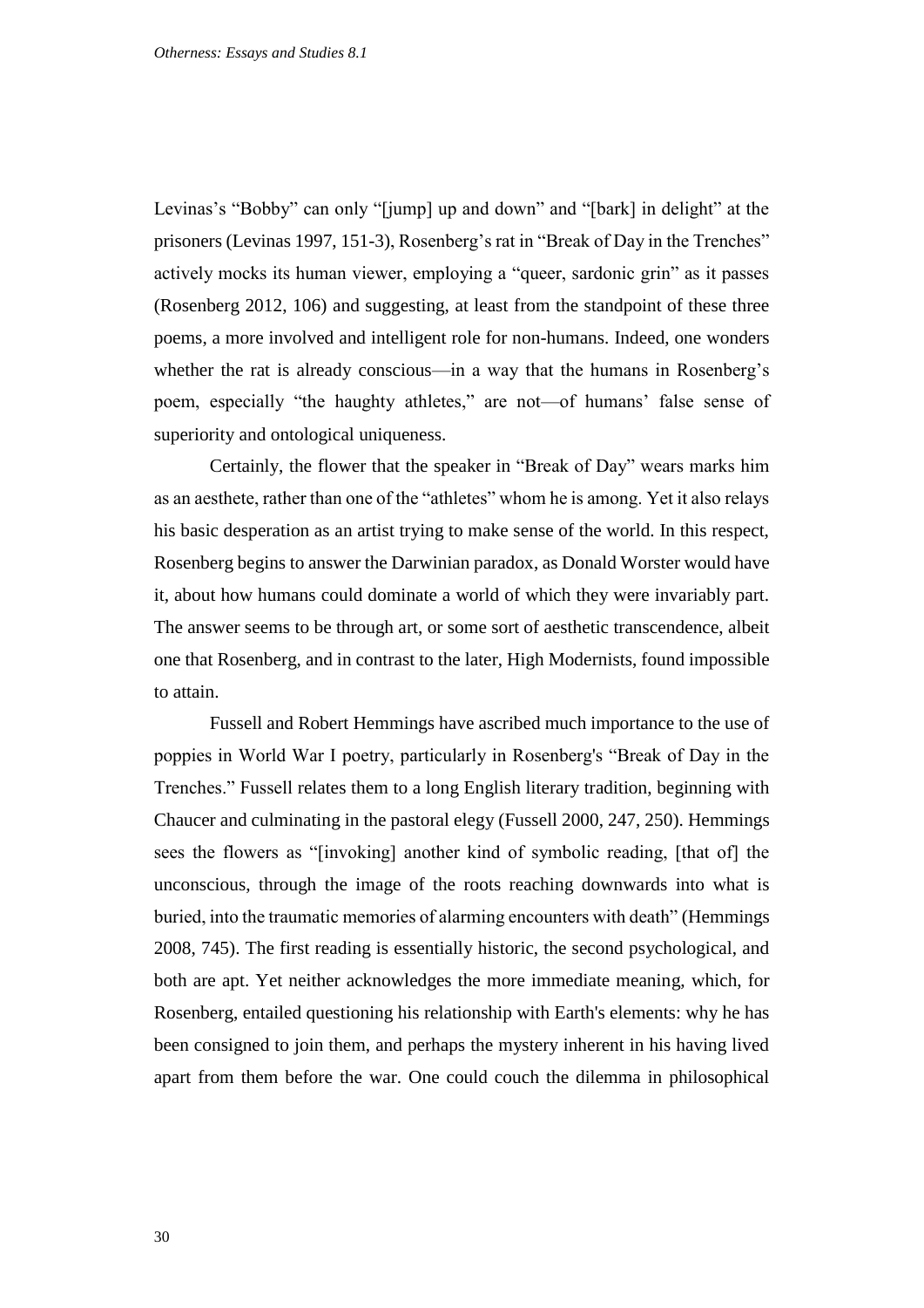Levinas's "Bobby" can only "[jump] up and down" and "[bark] in delight" at the prisoners (Levinas 1997, 151-3), Rosenberg's rat in "Break of Day in the Trenches" actively mocks its human viewer, employing a "queer, sardonic grin" as it passes (Rosenberg 2012, 106) and suggesting, at least from the standpoint of these three poems, a more involved and intelligent role for non-humans. Indeed, one wonders whether the rat is already conscious—in a way that the humans in Rosenberg's poem, especially "the haughty athletes," are not—of humans' false sense of superiority and ontological uniqueness.

Certainly, the flower that the speaker in "Break of Day" wears marks him as an aesthete, rather than one of the "athletes" whom he is among. Yet it also relays his basic desperation as an artist trying to make sense of the world. In this respect, Rosenberg begins to answer the Darwinian paradox, as Donald Worster would have it, about how humans could dominate a world of which they were invariably part. The answer seems to be through art, or some sort of aesthetic transcendence, albeit one that Rosenberg, and in contrast to the later, High Modernists, found impossible to attain.

Fussell and Robert Hemmings have ascribed much importance to the use of poppies in World War I poetry, particularly in Rosenberg's "Break of Day in the Trenches." Fussell relates them to a long English literary tradition, beginning with Chaucer and culminating in the pastoral elegy (Fussell 2000, 247, 250). Hemmings sees the flowers as "[invoking] another kind of symbolic reading, [that of] the unconscious, through the image of the roots reaching downwards into what is buried, into the traumatic memories of alarming encounters with death" (Hemmings 2008, 745). The first reading is essentially historic, the second psychological, and both are apt. Yet neither acknowledges the more immediate meaning, which, for Rosenberg, entailed questioning his relationship with Earth's elements: why he has been consigned to join them, and perhaps the mystery inherent in his having lived apart from them before the war. One could couch the dilemma in philosophical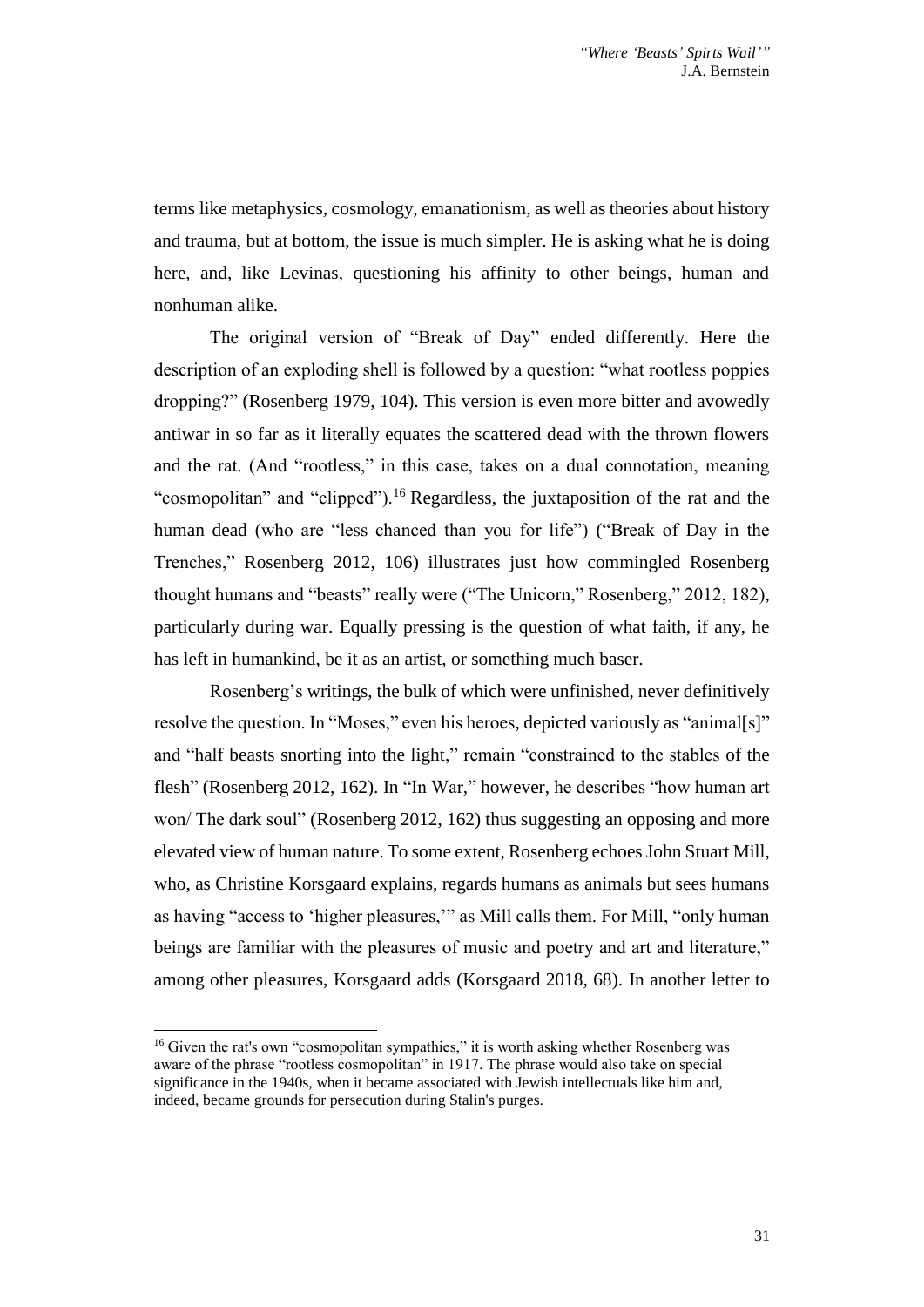terms like metaphysics, cosmology, emanationism, as well as theories about history and trauma, but at bottom, the issue is much simpler. He is asking what he is doing here, and, like Levinas, questioning his affinity to other beings, human and nonhuman alike.

The original version of "Break of Day" ended differently. Here the description of an exploding shell is followed by a question: "what rootless poppies dropping?" (Rosenberg 1979, 104). This version is even more bitter and avowedly antiwar in so far as it literally equates the scattered dead with the thrown flowers and the rat. (And "rootless," in this case, takes on a dual connotation, meaning "cosmopolitan" and "clipped").[16] Regardless, the juxtaposition of the rat and the human dead (who are "less chanced than you for life") ("Break of Day in the Trenches," Rosenberg 2012, 106) illustrates just how commingled Rosenberg thought humans and "beasts" really were ("The Unicorn," Rosenberg," 2012, 182), particularly during war. Equally pressing is the question of what faith, if any, he has left in humankind, be it as an artist, or something much baser.

Rosenberg's writings, the bulk of which were unfinished, never definitively resolve the question. In "Moses," even his heroes, depicted variously as "animal[s]" and "half beasts snorting into the light," remain "constrained to the stables of the flesh" (Rosenberg 2012, 162). In "In War," however, he describes "how human art won/ The dark soul" (Rosenberg 2012, 162) thus suggesting an opposing and more elevated view of human nature. To some extent, Rosenberg echoes John Stuart Mill, who, as Christine Korsgaard explains, regards humans as animals but sees humans as having "access to 'higher pleasures,'" as Mill calls them. For Mill, "only human beings are familiar with the pleasures of music and poetry and art and literature," among other pleasures, Korsgaard adds (Korsgaard 2018, 68). In another letter to

[16] Given the rat's own "cosmopolitan sympathies," it is worth asking whether Rosenberg was aware of the phrase "rootless cosmopolitan" in 1917. The phrase would also take on special significance in the 1940s, when it became associated with Jewish intellectuals like him and, indeed, became grounds for persecution during Stalin's purges.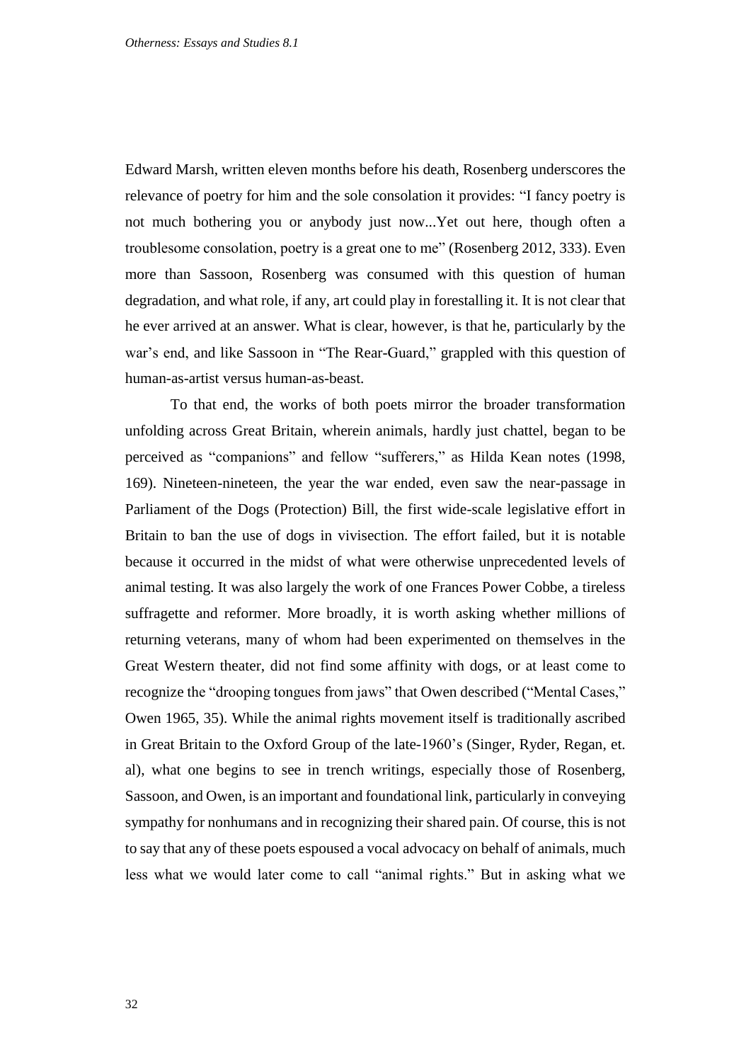Edward Marsh, written eleven months before his death, Rosenberg underscores the relevance of poetry for him and the sole consolation it provides: "I fancy poetry is not much bothering you or anybody just now...Yet out here, though often a troublesome consolation, poetry is a great one to me" (Rosenberg 2012, 333). Even more than Sassoon, Rosenberg was consumed with this question of human degradation, and what role, if any, art could play in forestalling it. It is not clear that he ever arrived at an answer. What is clear, however, is that he, particularly by the war's end, and like Sassoon in "The Rear-Guard," grappled with this question of human-as-artist versus human-as-beast.

To that end, the works of both poets mirror the broader transformation unfolding across Great Britain, wherein animals, hardly just chattel, began to be perceived as "companions" and fellow "sufferers," as Hilda Kean notes (1998, 169). Nineteen-nineteen, the year the war ended, even saw the near-passage in Parliament of the Dogs (Protection) Bill, the first wide-scale legislative effort in Britain to ban the use of dogs in vivisection. The effort failed, but it is notable because it occurred in the midst of what were otherwise unprecedented levels of animal testing. It was also largely the work of one Frances Power Cobbe, a tireless suffragette and reformer. More broadly, it is worth asking whether millions of returning veterans, many of whom had been experimented on themselves in the Great Western theater, did not find some affinity with dogs, or at least come to recognize the "drooping tongues from jaws" that Owen described ("Mental Cases," Owen 1965, 35). While the animal rights movement itself is traditionally ascribed in Great Britain to the Oxford Group of the late-1960's (Singer, Ryder, Regan, et. al), what one begins to see in trench writings, especially those of Rosenberg, Sassoon, and Owen, is an important and foundational link, particularly in conveying sympathy for nonhumans and in recognizing their shared pain. Of course, this is not to say that any of these poets espoused a vocal advocacy on behalf of animals, much less what we would later come to call "animal rights." But in asking what we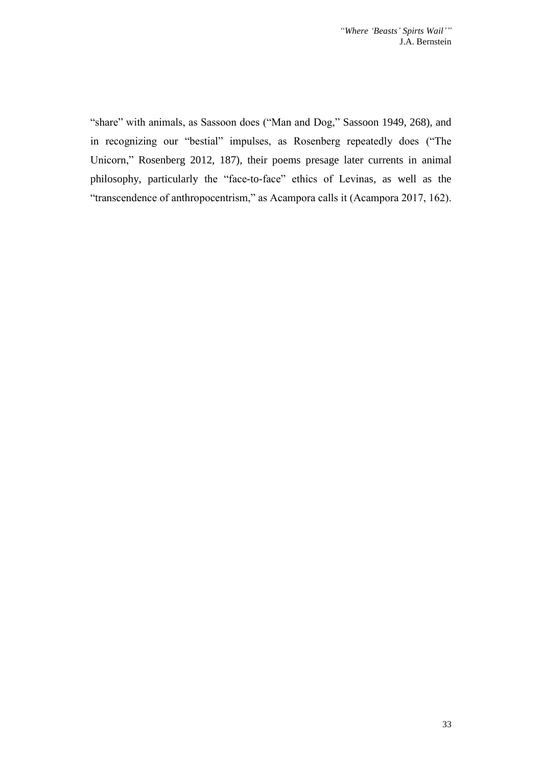"share" with animals, as Sassoon does ("Man and Dog," Sassoon 1949, 268), and in recognizing our "bestial" impulses, as Rosenberg repeatedly does ("The Unicorn," Rosenberg 2012, 187), their poems presage later currents in animal philosophy, particularly the "face-to-face" ethics of Levinas, as well as the "transcendence of anthropocentrism," as Acampora calls it (Acampora 2017, 162).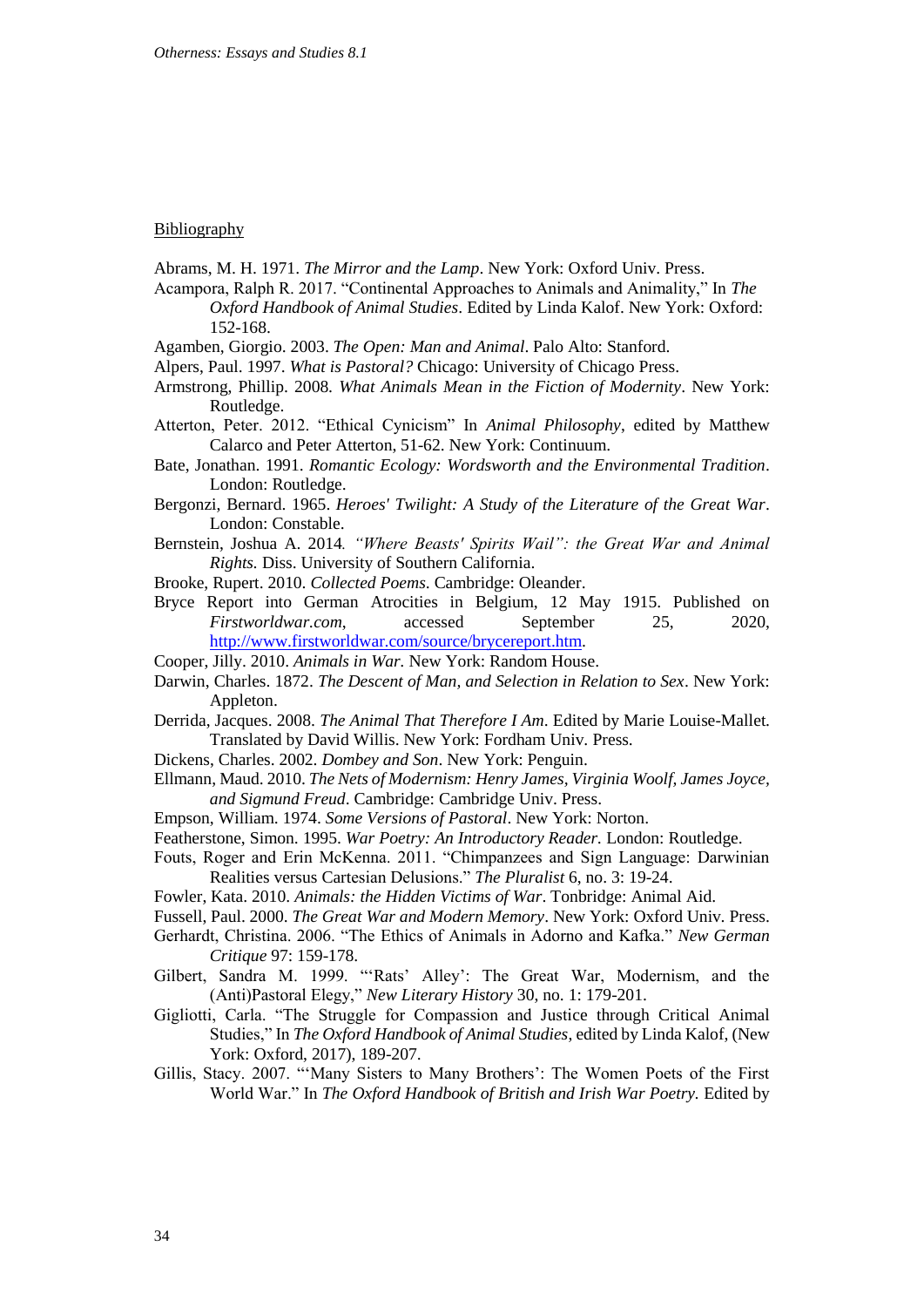Bibliography

Abrams, M. H. 1971. *The Mirror and the Lamp*. New York: Oxford Univ. Press.

Acampora, Ralph R. 2017. "Continental Approaches to Animals and Animality," In *The Oxford Handbook of Animal Studies*. Edited by Linda Kalof. New York: Oxford: 152-168.

Agamben, Giorgio. 2003. *The Open: Man and Animal*. Palo Alto: Stanford.

Alpers, Paul. 1997. *What is Pastoral?* Chicago: University of Chicago Press.

Armstrong, Phillip. 2008. *What Animals Mean in the Fiction of Modernity*. New York: Routledge.

Atterton, Peter. 2012. "Ethical Cynicism" In *Animal Philosophy*, edited by Matthew Calarco and Peter Atterton, 51-62. New York: Continuum.

Bate, Jonathan. 1991. *Romantic Ecology: Wordsworth and the Environmental Tradition*. London: Routledge.

Bergonzi, Bernard. 1965. *Heroes' Twilight: A Study of the Literature of the Great War*. London: Constable.

Bernstein, Joshua A. 2014. *"Where Beasts' Spirits Wail": the Great War and Animal Rights.* Diss. University of Southern California.

Brooke, Rupert. 2010. *Collected Poems*. Cambridge: Oleander.

Bryce Report into German Atrocities in Belgium, 12 May 1915. Published on *Firstworldwar.com*, accessed September 25, 2020, http://www.firstworldwar.com/source/brycereport.htm.

Cooper, Jilly. 2010. *Animals in War*. New York: Random House.

Darwin, Charles. 1872. *The Descent of Man, and Selection in Relation to Sex*. New York: Appleton.

Derrida, Jacques. 2008. *The Animal That Therefore I Am*. Edited by Marie Louise-Mallet. Translated by David Willis. New York: Fordham Univ. Press.

Dickens, Charles. 2002. *Dombey and Son*. New York: Penguin.

Ellmann, Maud. 2010. *The Nets of Modernism: Henry James, Virginia Woolf, James Joyce, and Sigmund Freud*. Cambridge: Cambridge Univ. Press.

Empson, William. 1974. *Some Versions of Pastoral*. New York: Norton.

Featherstone, Simon. 1995. *War Poetry: An Introductory Reader.* London: Routledge.

Fouts, Roger and Erin McKenna. 2011. "Chimpanzees and Sign Language: Darwinian Realities versus Cartesian Delusions." *The Pluralist* 6, no. 3: 19-24.

Fowler, Kata. 2010. *Animals: the Hidden Victims of War*. Tonbridge: Animal Aid.

Fussell, Paul. 2000. *The Great War and Modern Memory*. New York: Oxford Univ. Press.

Gerhardt, Christina. 2006. "The Ethics of Animals in Adorno and Kafka." *New German Critique* 97: 159-178.

Gilbert, Sandra M. 1999. "'Rats' Alley': The Great War, Modernism, and the (Anti)Pastoral Elegy," *New Literary History* 30, no. 1: 179-201.

Gigliotti, Carla. "The Struggle for Compassion and Justice through Critical Animal Studies," In *The Oxford Handbook of Animal Studies*, edited by Linda Kalof, (New York: Oxford, 2017), 189-207.

Gillis, Stacy. 2007. "'Many Sisters to Many Brothers': The Women Poets of the First World War." In *The Oxford Handbook of British and Irish War Poetry.* Edited by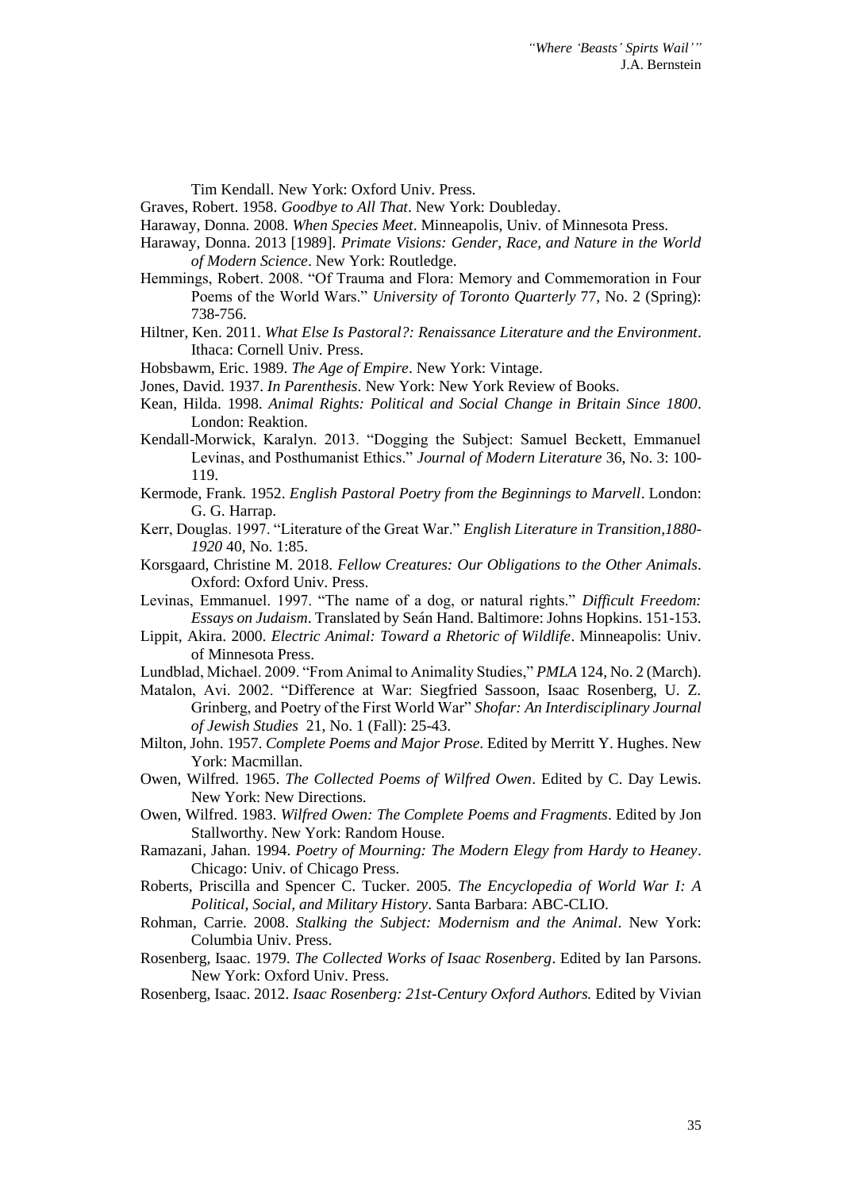Tim Kendall. New York: Oxford Univ. Press.

Graves, Robert. 1958. *Goodbye to All That*. New York: Doubleday.

Haraway, Donna. 2008. *When Species Meet*. Minneapolis, Univ. of Minnesota Press.

Haraway, Donna. 2013 [1989]. *Primate Visions: Gender, Race, and Nature in the World of Modern Science*. New York: Routledge.

Hemmings, Robert. 2008. "Of Trauma and Flora: Memory and Commemoration in Four Poems of the World Wars." *University of Toronto Quarterly* 77, No. 2 (Spring): 738-756.

Hiltner, Ken. 2011. *What Else Is Pastoral?: Renaissance Literature and the Environment*. Ithaca: Cornell Univ. Press.

Hobsbawm, Eric. 1989. *The Age of Empire*. New York: Vintage.

Jones, David. 1937. *In Parenthesis*. New York: New York Review of Books.

Kean, Hilda. 1998. *Animal Rights: Political and Social Change in Britain Since 1800*. London: Reaktion.

Kendall-Morwick, Karalyn. 2013. "Dogging the Subject: Samuel Beckett, Emmanuel Levinas, and Posthumanist Ethics." *Journal of Modern Literature* 36, No. 3: 100-119.

Kermode, Frank. 1952. *English Pastoral Poetry from the Beginnings to Marvell*. London: G. G. Harrap.

Kerr, Douglas. 1997. "Literature of the Great War." *English Literature in Transition,1880-1920* 40, No. 1:85.

Korsgaard, Christine M. 2018. *Fellow Creatures: Our Obligations to the Other Animals*. Oxford: Oxford Univ. Press.

Levinas, Emmanuel. 1997. "The name of a dog, or natural rights." *Difficult Freedom: Essays on Judaism*. Translated by Seán Hand. Baltimore: Johns Hopkins. 151-153.

Lippit, Akira. 2000. *Electric Animal: Toward a Rhetoric of Wildlife*. Minneapolis: Univ. of Minnesota Press.

Lundblad, Michael. 2009. "From Animal to Animality Studies," *PMLA* 124, No. 2 (March).

Matalon, Avi. 2002. "Difference at War: Siegfried Sassoon, Isaac Rosenberg, U. Z. Grinberg, and Poetry of the First World War" *Shofar: An Interdisciplinary Journal of Jewish Studies* 21, No. 1 (Fall): 25-43.

Milton, John. 1957. *Complete Poems and Major Prose*. Edited by Merritt Y. Hughes. New York: Macmillan.

Owen, Wilfred. 1965. *The Collected Poems of Wilfred Owen*. Edited by C. Day Lewis. New York: New Directions.

Owen, Wilfred. 1983. *Wilfred Owen: The Complete Poems and Fragments*. Edited by Jon Stallworthy. New York: Random House.

Ramazani, Jahan. 1994. *Poetry of Mourning: The Modern Elegy from Hardy to Heaney*. Chicago: Univ. of Chicago Press.

Roberts, Priscilla and Spencer C. Tucker. 2005. *The Encyclopedia of World War I: A Political, Social, and Military History*. Santa Barbara: ABC-CLIO.

Rohman, Carrie. 2008. *Stalking the Subject: Modernism and the Animal*. New York: Columbia Univ. Press.

Rosenberg, Isaac. 1979. *The Collected Works of Isaac Rosenberg*. Edited by Ian Parsons. New York: Oxford Univ. Press.

Rosenberg, Isaac. 2012. *Isaac Rosenberg: 21st-Century Oxford Authors.* Edited by Vivian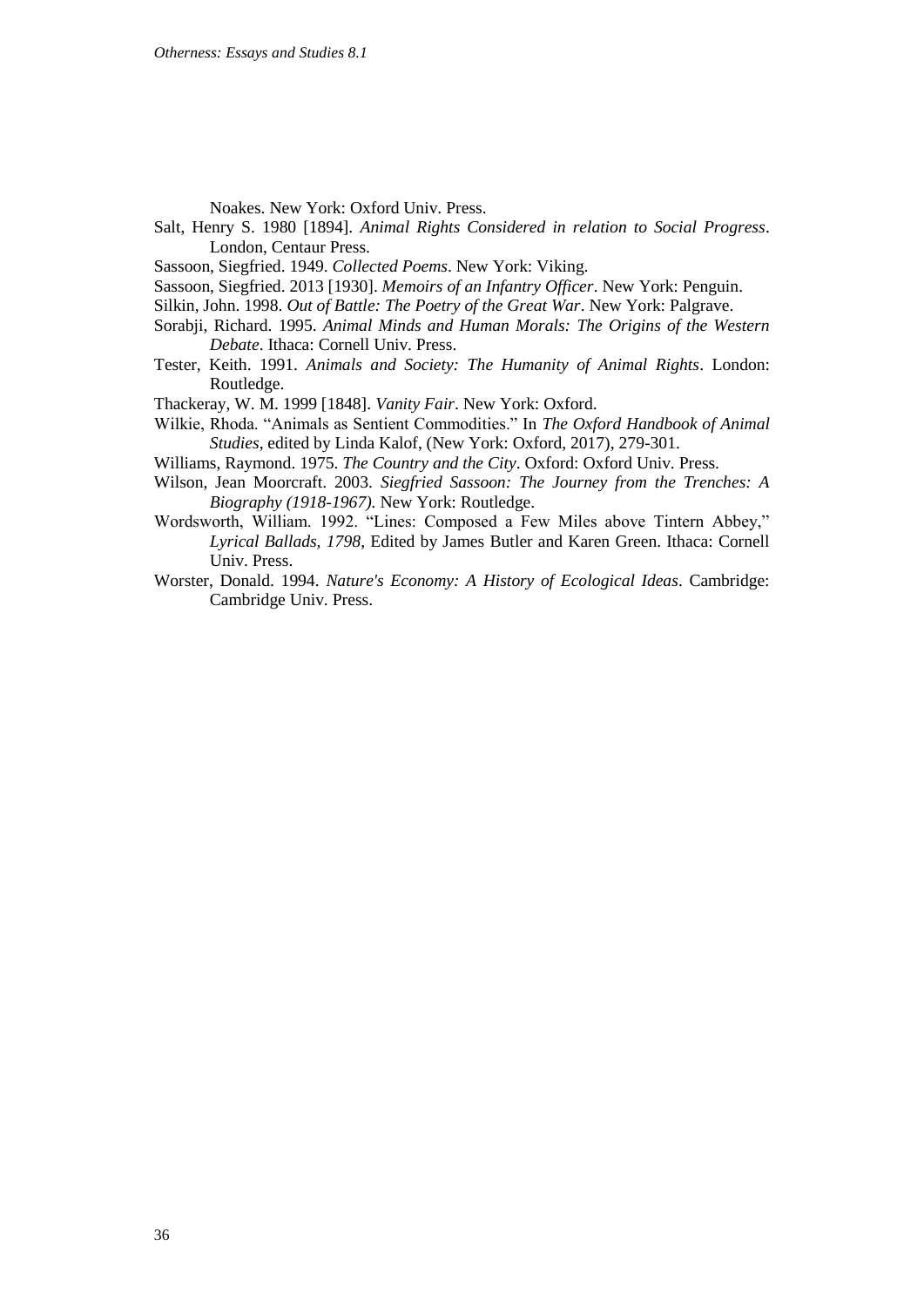Noakes. New York: Oxford Univ. Press.

Salt, Henry S. 1980 [1894]. *Animal Rights Considered in relation to Social Progress*. London, Centaur Press.

Sassoon, Siegfried. 1949. *Collected Poems*. New York: Viking.

Sassoon, Siegfried. 2013 [1930]. *Memoirs of an Infantry Officer*. New York: Penguin.

Silkin, John. 1998. *Out of Battle: The Poetry of the Great War*. New York: Palgrave.

Sorabji, Richard. 1995. *Animal Minds and Human Morals: The Origins of the Western Debate*. Ithaca: Cornell Univ. Press.

Tester, Keith. 1991. *Animals and Society: The Humanity of Animal Rights*. London: Routledge.

Thackeray, W. M. 1999 [1848]. *Vanity Fair*. New York: Oxford.

Wilkie, Rhoda. "Animals as Sentient Commodities." In *The Oxford Handbook of Animal Studies*, edited by Linda Kalof, (New York: Oxford, 2017), 279-301.

Williams, Raymond. 1975. *The Country and the City*. Oxford: Oxford Univ. Press.

Wilson, Jean Moorcraft. 2003. *Siegfried Sassoon: The Journey from the Trenches: A Biography (1918-1967)*. New York: Routledge.

Wordsworth, William. 1992. "Lines: Composed a Few Miles above Tintern Abbey," *Lyrical Ballads, 1798*, Edited by James Butler and Karen Green. Ithaca: Cornell Univ. Press.

Worster, Donald. 1994. *Nature's Economy: A History of Ecological Ideas*. Cambridge: Cambridge Univ. Press.